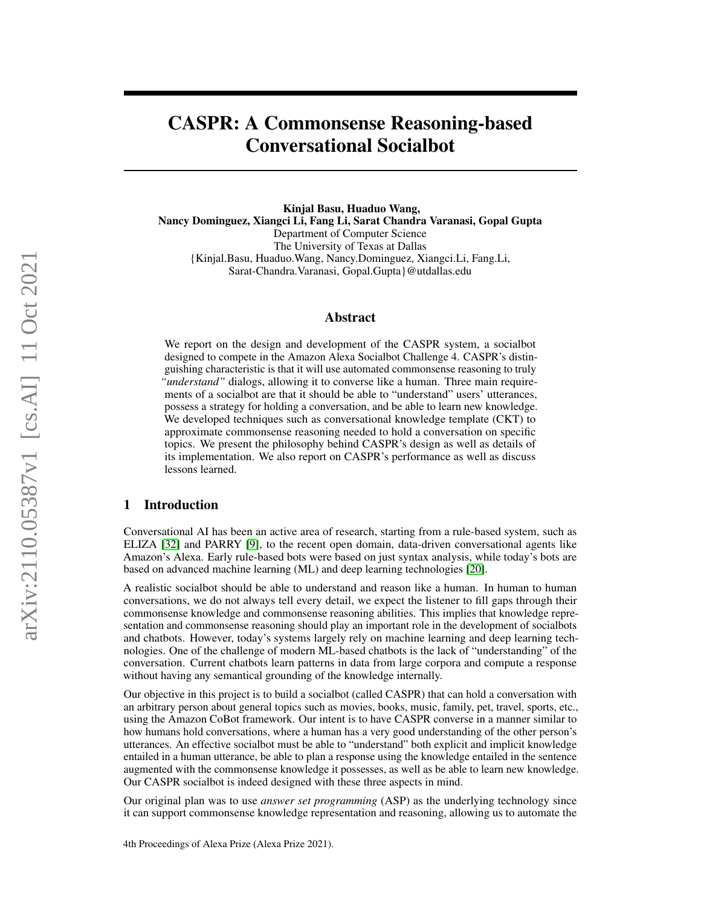# CASPR: A Commonsense Reasoning-based Conversational Socialbot

**Kinjal Basu, Huaduo Wang,**
**Nancy Dominguez, Xiangci Li, Fang Li, Sarat Chandra Varanasi, Gopal Gupta**
Department of Computer Science
The University of Texas at Dallas
{Kinjal.Basu, Huaduo.Wang, Nancy.Dominguez, Xiangci.Li, Fang.Li,
Sarat-Chandra.Varanasi, Gopal.Gupta}@utdallas.edu

## Abstract

We report on the design and development of the CASPR system, a socialbot designed to compete in the Amazon Alexa Socialbot Challenge 4. CASPR's distinguishing characteristic is that it will use automated commonsense reasoning to truly *"understand"* dialogs, allowing it to converse like a human. Three main requirements of a socialbot are that it should be able to "understand" users' utterances, possess a strategy for holding a conversation, and be able to learn new knowledge. We developed techniques such as conversational knowledge template (CKT) to approximate commonsense reasoning needed to hold a conversation on specific topics. We present the philosophy behind CASPR's design as well as details of its implementation. We also report on CASPR's performance as well as discuss lessons learned.

## 1 Introduction

Conversational AI has been an active area of research, starting from a rule-based system, such as ELIZA [32] and PARRY [9], to the recent open domain, data-driven conversational agents like Amazon's Alexa. Early rule-based bots were based on just syntax analysis, while today's bots are based on advanced machine learning (ML) and deep learning technologies [20].

A realistic socialbot should be able to understand and reason like a human. In human to human conversations, we do not always tell every detail, we expect the listener to fill gaps through their commonsense knowledge and commonsense reasoning abilities. This implies that knowledge representation and commonsense reasoning should play an important role in the development of socialbots and chatbots. However, today's systems largely rely on machine learning and deep learning technologies. One of the challenge of modern ML-based chatbots is the lack of "understanding" of the conversation. Current chatbots learn patterns in data from large corpora and compute a response without having any semantical grounding of the knowledge internally.

Our objective in this project is to build a socialbot (called CASPR) that can hold a conversation with an arbitrary person about general topics such as movies, books, music, family, pet, travel, sports, etc., using the Amazon CoBot framework. Our intent is to have CASPR converse in a manner similar to how humans hold conversations, where a human has a very good understanding of the other person's utterances. An effective socialbot must be able to "understand" both explicit and implicit knowledge entailed in a human utterance, be able to plan a response using the knowledge entailed in the sentence augmented with the commonsense knowledge it possesses, as well as be able to learn new knowledge. Our CASPR socialbot is indeed designed with these three aspects in mind.

Our original plan was to use *answer set programming* (ASP) as the underlying technology since it can support commonsense knowledge representation and reasoning, allowing us to automate the

4th Proceedings of Alexa Prize (Alexa Prize 2021).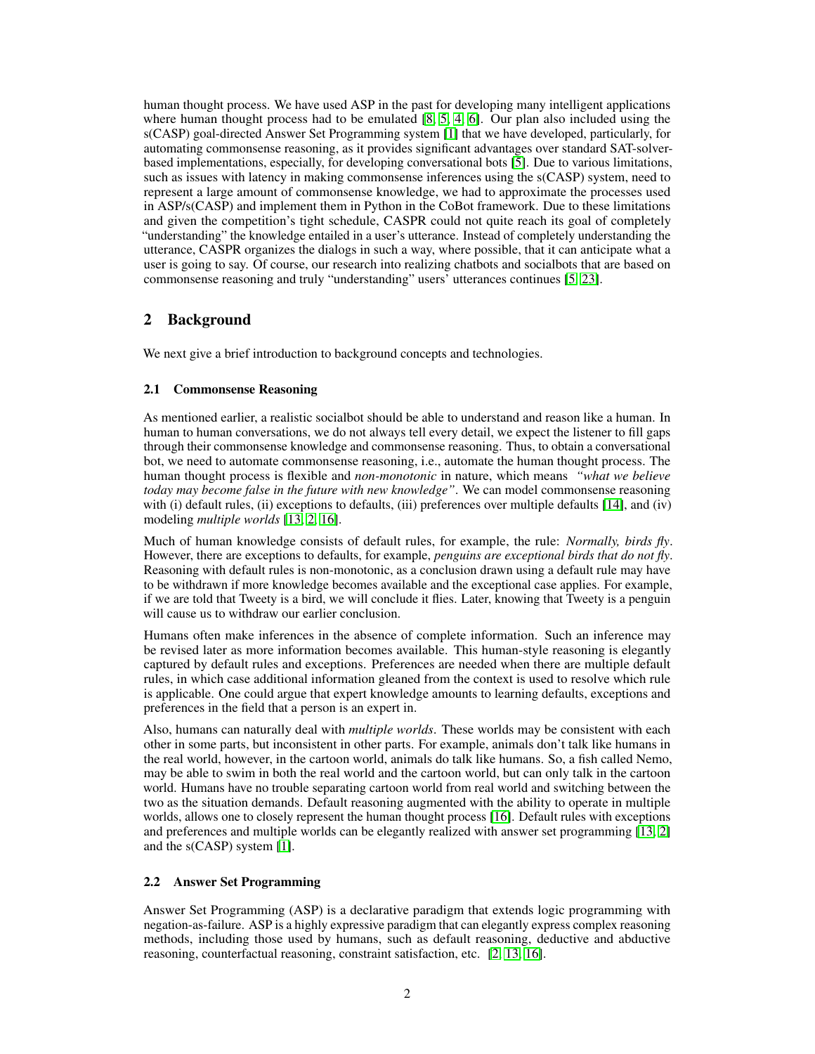human thought process. We have used ASP in the past for developing many intelligent applications where human thought process had to be emulated [8, 5, 4, 6]. Our plan also included using the s(CASP) goal-directed Answer Set Programming system [1] that we have developed, particularly, for automating commonsense reasoning, as it provides significant advantages over standard SAT-solver-based implementations, especially, for developing conversational bots [5]. Due to various limitations, such as issues with latency in making commonsense inferences using the s(CASP) system, need to represent a large amount of commonsense knowledge, we had to approximate the processes used in ASP/s(CASP) and implement them in Python in the CoBot framework. Due to these limitations and given the competition's tight schedule, CASPR could not quite reach its goal of completely "understanding" the knowledge entailed in a user's utterance. Instead of completely understanding the utterance, CASPR organizes the dialogs in such a way, where possible, that it can anticipate what a user is going to say. Of course, our research into realizing chatbots and socialbots that are based on commonsense reasoning and truly "understanding" users' utterances continues [5, 23].

## 2 Background

We next give a brief introduction to background concepts and technologies.

### 2.1 Commonsense Reasoning

As mentioned earlier, a realistic socialbot should be able to understand and reason like a human. In human to human conversations, we do not always tell every detail, we expect the listener to fill gaps through their commonsense knowledge and commonsense reasoning. Thus, to obtain a conversational bot, we need to automate commonsense reasoning, i.e., automate the human thought process. The human thought process is flexible and *non-monotonic* in nature, which means *"what we believe today may become false in the future with new knowledge"*. We can model commonsense reasoning with (i) default rules, (ii) exceptions to defaults, (iii) preferences over multiple defaults [14], and (iv) modeling *multiple worlds* [13, 2, 16].

Much of human knowledge consists of default rules, for example, the rule: *Normally, birds fly*. However, there are exceptions to defaults, for example, *penguins are exceptional birds that do not fly*. Reasoning with default rules is non-monotonic, as a conclusion drawn using a default rule may have to be withdrawn if more knowledge becomes available and the exceptional case applies. For example, if we are told that Tweety is a bird, we will conclude it flies. Later, knowing that Tweety is a penguin will cause us to withdraw our earlier conclusion.

Humans often make inferences in the absence of complete information. Such an inference may be revised later as more information becomes available. This human-style reasoning is elegantly captured by default rules and exceptions. Preferences are needed when there are multiple default rules, in which case additional information gleaned from the context is used to resolve which rule is applicable. One could argue that expert knowledge amounts to learning defaults, exceptions and preferences in the field that a person is an expert in.

Also, humans can naturally deal with *multiple worlds*. These worlds may be consistent with each other in some parts, but inconsistent in other parts. For example, animals don't talk like humans in the real world, however, in the cartoon world, animals do talk like humans. So, a fish called Nemo, may be able to swim in both the real world and the cartoon world, but can only talk in the cartoon world. Humans have no trouble separating cartoon world from real world and switching between the two as the situation demands. Default reasoning augmented with the ability to operate in multiple worlds, allows one to closely represent the human thought process [16]. Default rules with exceptions and preferences and multiple worlds can be elegantly realized with answer set programming [13, 2] and the s(CASP) system [1].

### 2.2 Answer Set Programming

Answer Set Programming (ASP) is a declarative paradigm that extends logic programming with negation-as-failure. ASP is a highly expressive paradigm that can elegantly express complex reasoning methods, including those used by humans, such as default reasoning, deductive and abductive reasoning, counterfactual reasoning, constraint satisfaction, etc. [2, 13, 16].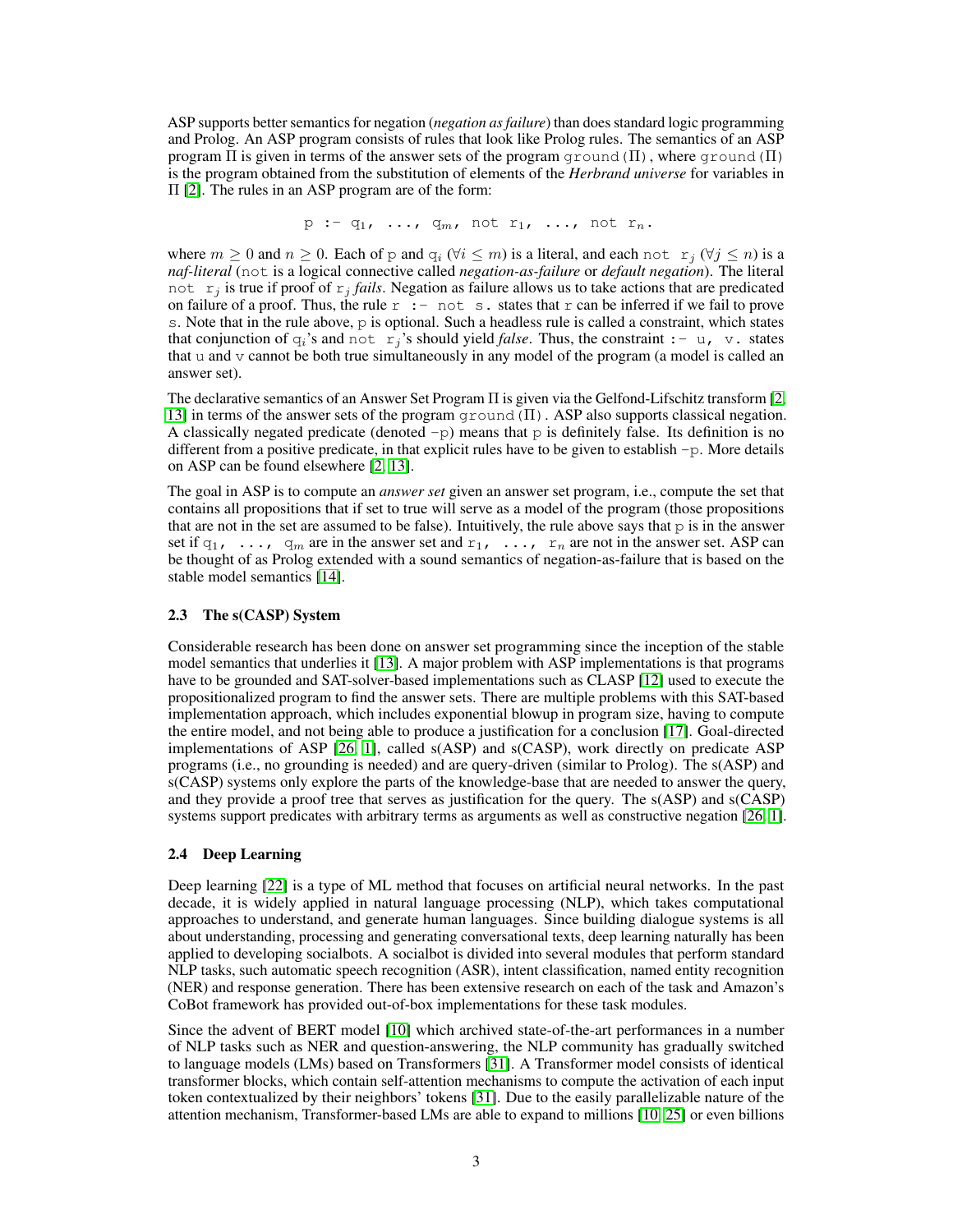ASP supports better semantics for negation (*negation as failure*) than does standard logic programming and Prolog. An ASP program consists of rules that look like Prolog rules. The semantics of an ASP program $\Pi$ is given in terms of the answer sets of the program ground($\Pi$), where ground($\Pi$) is the program obtained from the substitution of elements of the *Herbrand universe* for variables in $\Pi$ [2]. The rules in an ASP program are of the form:

$$\texttt{p :- } \texttt{q}_1\texttt{, ..., } \texttt{q}_m\texttt{, not } \texttt{r}_1\texttt{, ..., not } \texttt{r}_n\texttt{.}$$

where $m \geq 0$ and $n \geq 0$. Each of p and $\texttt{q}_i$ ($\forall i \leq m$) is a literal, and each not $\texttt{r}_j$ ($\forall j \leq n$) is a *naf-literal* (not is a logical connective called *negation-as-failure* or *default negation*). The literal not $\texttt{r}_j$ is true if proof of $\texttt{r}_j$ *fails*. Negation as failure allows us to take actions that are predicated on failure of a proof. Thus, the rule `r :- not s.` states that r can be inferred if we fail to prove s. Note that in the rule above, p is optional. Such a headless rule is called a constraint, which states that conjunction of $\texttt{q}_i$'s and not $\texttt{r}_j$'s should yield *false*. Thus, the constraint `:- u, v.` states that u and v cannot be both true simultaneously in any model of the program (a model is called an answer set).

The declarative semantics of an Answer Set Program $\Pi$ is given via the Gelfond-Lifschitz transform [2, 13] in terms of the answer sets of the program ground($\Pi$). ASP also supports classical negation. A classically negated predicate (denoted -p) means that p is definitely false. Its definition is no different from a positive predicate, in that explicit rules have to be given to establish -p. More details on ASP can be found elsewhere [2, 13].

The goal in ASP is to compute an *answer set* given an answer set program, i.e., compute the set that contains all propositions that if set to true will serve as a model of the program (those propositions that are not in the set are assumed to be false). Intuitively, the rule above says that p is in the answer set if $\texttt{q}_1$, ..., $\texttt{q}_m$ are in the answer set and $\texttt{r}_1$, ..., $\texttt{r}_n$ are not in the answer set. ASP can be thought of as Prolog extended with a sound semantics of negation-as-failure that is based on the stable model semantics [14].

### 2.3 The s(CASP) System

Considerable research has been done on answer set programming since the inception of the stable model semantics that underlies it [13]. A major problem with ASP implementations is that programs have to be grounded and SAT-solver-based implementations such as CLASP [12] used to execute the propositionalized program to find the answer sets. There are multiple problems with this SAT-based implementation approach, which includes exponential blowup in program size, having to compute the entire model, and not being able to produce a justification for a conclusion [17]. Goal-directed implementations of ASP [26, 1], called s(ASP) and s(CASP), work directly on predicate ASP programs (i.e., no grounding is needed) and are query-driven (similar to Prolog). The s(ASP) and s(CASP) systems only explore the parts of the knowledge-base that are needed to answer the query, and they provide a proof tree that serves as justification for the query. The s(ASP) and s(CASP) systems support predicates with arbitrary terms as arguments as well as constructive negation [26, 1].

### 2.4 Deep Learning

Deep learning [22] is a type of ML method that focuses on artificial neural networks. In the past decade, it is widely applied in natural language processing (NLP), which takes computational approaches to understand, and generate human languages. Since building dialogue systems is all about understanding, processing and generating conversational texts, deep learning naturally has been applied to developing socialbots. A socialbot is divided into several modules that perform standard NLP tasks, such automatic speech recognition (ASR), intent classification, named entity recognition (NER) and response generation. There has been extensive research on each of the task and Amazon's CoBot framework has provided out-of-box implementations for these task modules.

Since the advent of BERT model [10] which archived state-of-the-art performances in a number of NLP tasks such as NER and question-answering, the NLP community has gradually switched to language models (LMs) based on Transformers [31]. A Transformer model consists of identical transformer blocks, which contain self-attention mechanisms to compute the activation of each input token contextualized by their neighbors' tokens [31]. Due to the easily parallelizable nature of the attention mechanism, Transformer-based LMs are able to expand to millions [10, 25] or even billions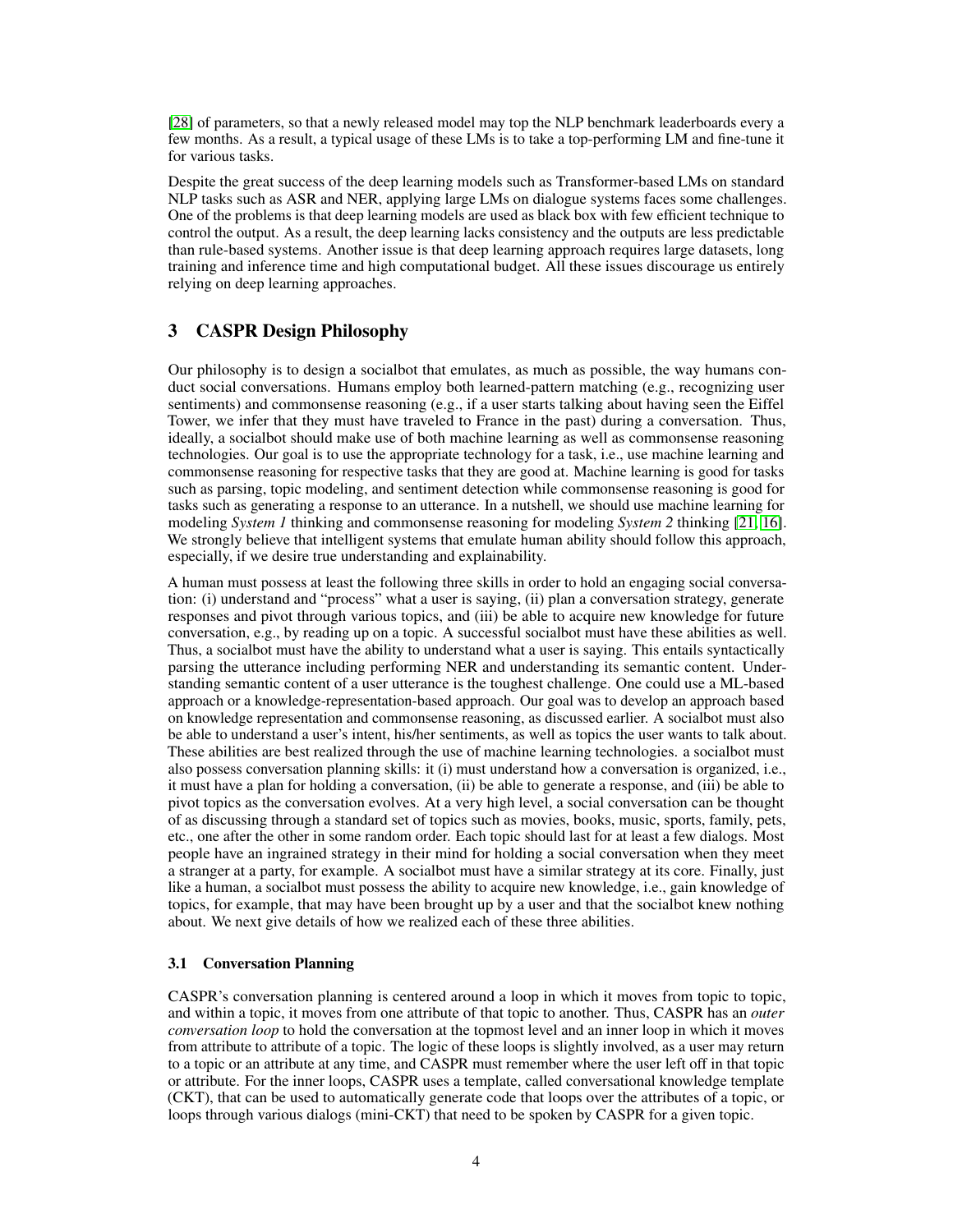[28] of parameters, so that a newly released model may top the NLP benchmark leaderboards every a few months. As a result, a typical usage of these LMs is to take a top-performing LM and fine-tune it for various tasks.

Despite the great success of the deep learning models such as Transformer-based LMs on standard NLP tasks such as ASR and NER, applying large LMs on dialogue systems faces some challenges. One of the problems is that deep learning models are used as black box with few efficient technique to control the output. As a result, the deep learning lacks consistency and the outputs are less predictable than rule-based systems. Another issue is that deep learning approach requires large datasets, long training and inference time and high computational budget. All these issues discourage us entirely relying on deep learning approaches.

## 3 CASPR Design Philosophy

Our philosophy is to design a socialbot that emulates, as much as possible, the way humans conduct social conversations. Humans employ both learned-pattern matching (e.g., recognizing user sentiments) and commonsense reasoning (e.g., if a user starts talking about having seen the Eiffel Tower, we infer that they must have traveled to France in the past) during a conversation. Thus, ideally, a socialbot should make use of both machine learning as well as commonsense reasoning technologies. Our goal is to use the appropriate technology for a task, i.e., use machine learning and commonsense reasoning for respective tasks that they are good at. Machine learning is good for tasks such as parsing, topic modeling, and sentiment detection while commonsense reasoning is good for tasks such as generating a response to an utterance. In a nutshell, we should use machine learning for modeling *System 1* thinking and commonsense reasoning for modeling *System 2* thinking [21, 16]. We strongly believe that intelligent systems that emulate human ability should follow this approach, especially, if we desire true understanding and explainability.

A human must possess at least the following three skills in order to hold an engaging social conversation: (i) understand and "process" what a user is saying, (ii) plan a conversation strategy, generate responses and pivot through various topics, and (iii) be able to acquire new knowledge for future conversation, e.g., by reading up on a topic. A successful socialbot must have these abilities as well. Thus, a socialbot must have the ability to understand what a user is saying. This entails syntactically parsing the utterance including performing NER and understanding its semantic content. Understanding semantic content of a user utterance is the toughest challenge. One could use a ML-based approach or a knowledge-representation-based approach. Our goal was to develop an approach based on knowledge representation and commonsense reasoning, as discussed earlier. A socialbot must also be able to understand a user's intent, his/her sentiments, as well as topics the user wants to talk about. These abilities are best realized through the use of machine learning technologies. a socialbot must also possess conversation planning skills: it (i) must understand how a conversation is organized, i.e., it must have a plan for holding a conversation, (ii) be able to generate a response, and (iii) be able to pivot topics as the conversation evolves. At a very high level, a social conversation can be thought of as discussing through a standard set of topics such as movies, books, music, sports, family, pets, etc., one after the other in some random order. Each topic should last for at least a few dialogs. Most people have an ingrained strategy in their mind for holding a social conversation when they meet a stranger at a party, for example. A socialbot must have a similar strategy at its core. Finally, just like a human, a socialbot must possess the ability to acquire new knowledge, i.e., gain knowledge of topics, for example, that may have been brought up by a user and that the socialbot knew nothing about. We next give details of how we realized each of these three abilities.

### 3.1 Conversation Planning

CASPR's conversation planning is centered around a loop in which it moves from topic to topic, and within a topic, it moves from one attribute of that topic to another. Thus, CASPR has an *outer conversation loop* to hold the conversation at the topmost level and an inner loop in which it moves from attribute to attribute of a topic. The logic of these loops is slightly involved, as a user may return to a topic or an attribute at any time, and CASPR must remember where the user left off in that topic or attribute. For the inner loops, CASPR uses a template, called conversational knowledge template (CKT), that can be used to automatically generate code that loops over the attributes of a topic, or loops through various dialogs (mini-CKT) that need to be spoken by CASPR for a given topic.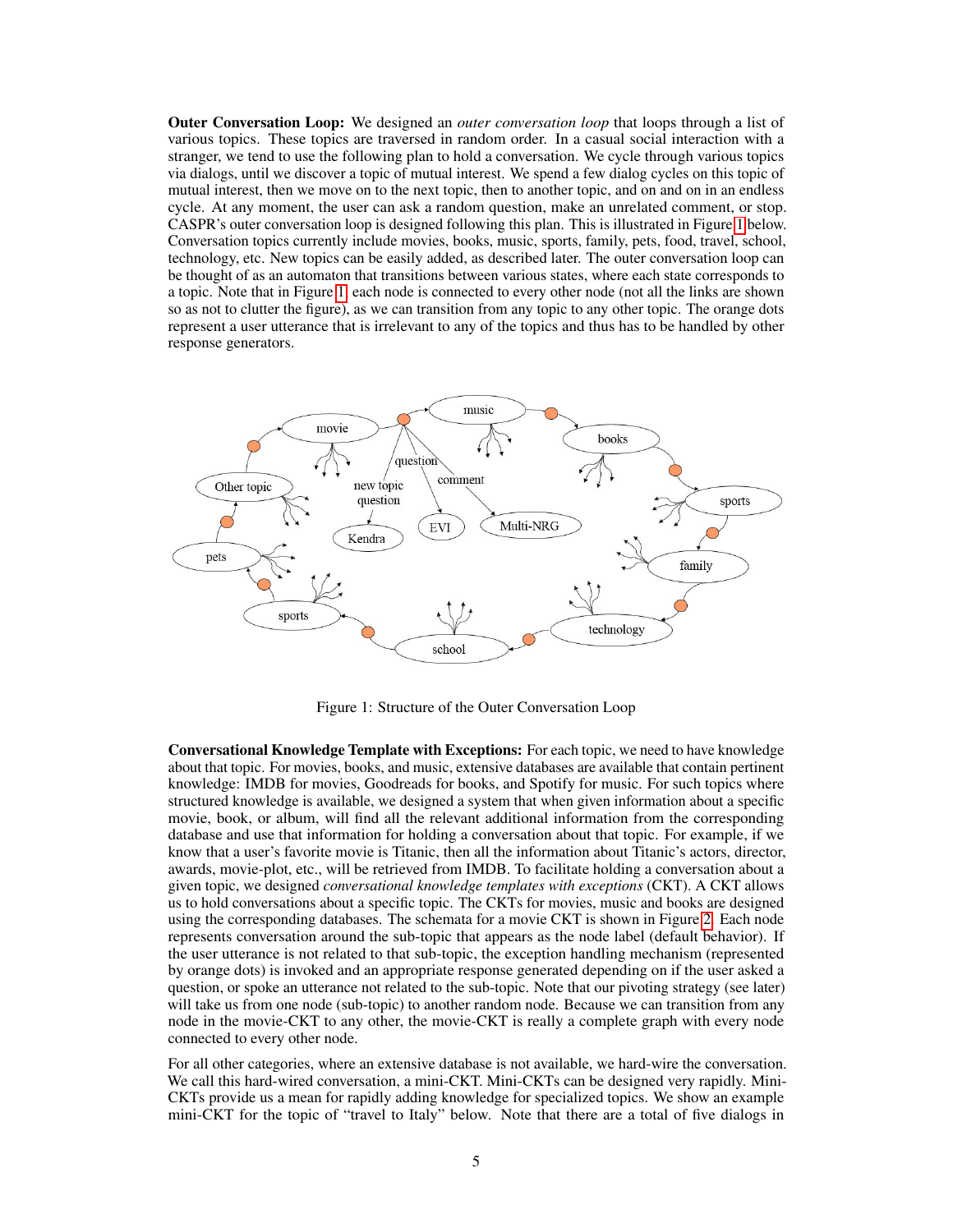**Outer Conversation Loop:** We designed an *outer conversation loop* that loops through a list of various topics. These topics are traversed in random order. In a casual social interaction with a stranger, we tend to use the following plan to hold a conversation. We cycle through various topics via dialogs, until we discover a topic of mutual interest. We spend a few dialog cycles on this topic of mutual interest, then we move on to the next topic, then to another topic, and on and on in an endless cycle. At any moment, the user can ask a random question, make an unrelated comment, or stop. CASPR's outer conversation loop is designed following this plan. This is illustrated in Figure 1 below. Conversation topics currently include movies, books, music, sports, family, pets, food, travel, school, technology, etc. New topics can be easily added, as described later. The outer conversation loop can be thought of as an automaton that transitions between various states, where each state corresponds to a topic. Note that in Figure 1, each node is connected to every other node (not all the links are shown so as not to clutter the figure), as we can transition from any topic to any other topic. The orange dots represent a user utterance that is irrelevant to any of the topics and thus has to be handled by other response generators.

Figure 1: Structure of the Outer Conversation Loop

**Conversational Knowledge Template with Exceptions:** For each topic, we need to have knowledge about that topic. For movies, books, and music, extensive databases are available that contain pertinent knowledge: IMDB for movies, Goodreads for books, and Spotify for music. For such topics where structured knowledge is available, we designed a system that when given information about a specific movie, book, or album, will find all the relevant additional information from the corresponding database and use that information for holding a conversation about that topic. For example, if we know that a user's favorite movie is Titanic, then all the information about Titanic's actors, director, awards, movie-plot, etc., will be retrieved from IMDB. To facilitate holding a conversation about a given topic, we designed *conversational knowledge templates with exceptions* (CKT). A CKT allows us to hold conversations about a specific topic. The CKTs for movies, music and books are designed using the corresponding databases. The schemata for a movie CKT is shown in Figure 2. Each node represents conversation around the sub-topic that appears as the node label (default behavior). If the user utterance is not related to that sub-topic, the exception handling mechanism (represented by orange dots) is invoked and an appropriate response generated depending on if the user asked a question, or spoke an utterance not related to the sub-topic. Note that our pivoting strategy (see later) will take us from one node (sub-topic) to another random node. Because we can transition from any node in the movie-CKT to any other, the movie-CKT is really a complete graph with every node connected to every other node.

For all other categories, where an extensive database is not available, we hard-wire the conversation. We call this hard-wired conversation, a mini-CKT. Mini-CKTs can be designed very rapidly. Mini-CKTs provide us a mean for rapidly adding knowledge for specialized topics. We show an example mini-CKT for the topic of "travel to Italy" below. Note that there are a total of five dialogs in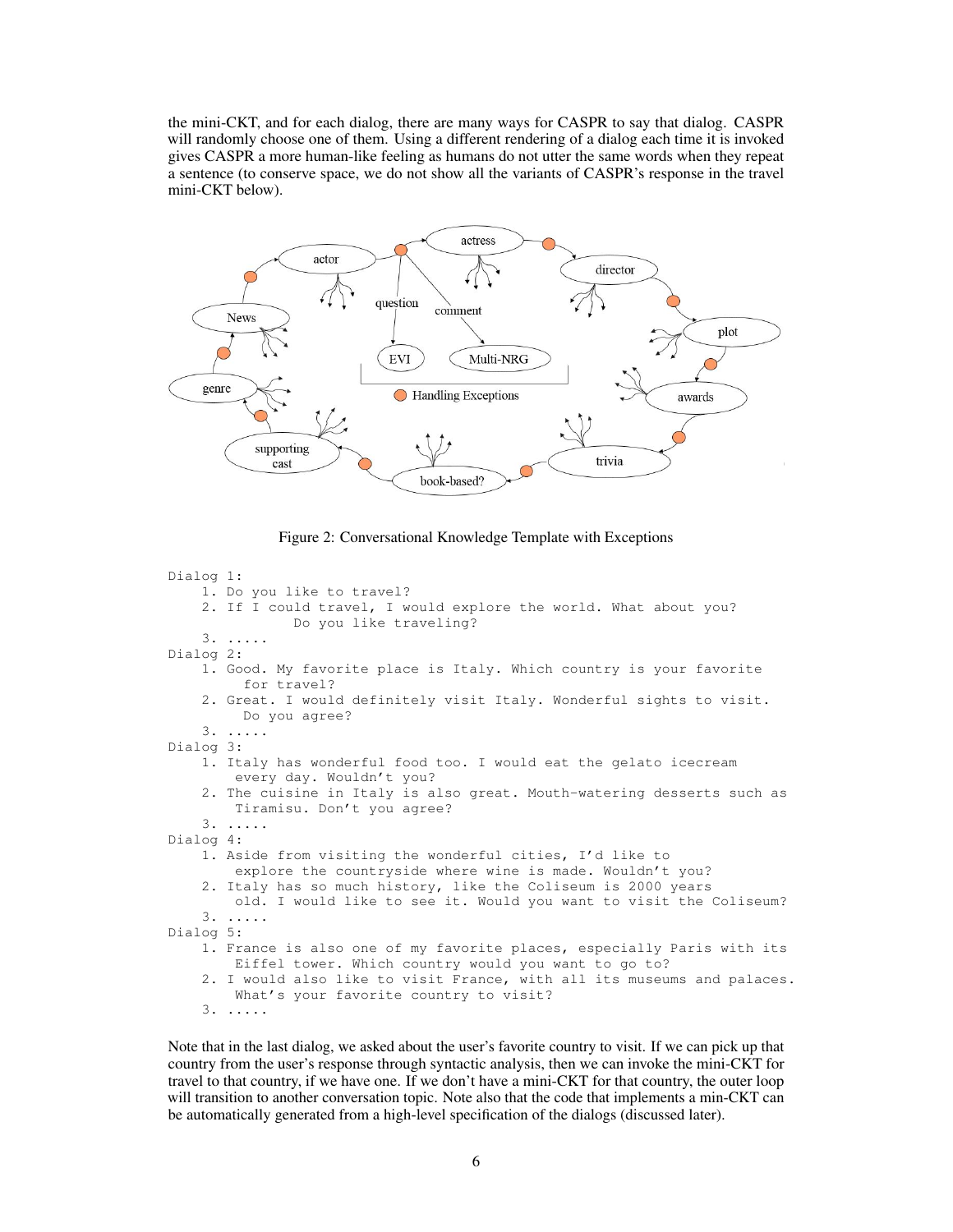the mini-CKT, and for each dialog, there are many ways for CASPR to say that dialog. CASPR will randomly choose one of them. Using a different rendering of a dialog each time it is invoked gives CASPR a more human-like feeling as humans do not utter the same words when they repeat a sentence (to conserve space, we do not show all the variants of CASPR's response in the travel mini-CKT below).

Figure 2: Conversational Knowledge Template with Exceptions

```
Dialog 1:
    1. Do you like to travel?
    2. If I could travel, I would explore the world. What about you?
             Do you like traveling?
    3. .....
Dialog 2:
    1. Good. My favorite place is Italy. Which country is your favorite
         for travel?
    2. Great. I would definitely visit Italy. Wonderful sights to visit.
         Do you agree?
    3. .....
Dialog 3:
    1. Italy has wonderful food too. I would eat the gelato icecream
        every day. Wouldn't you?
    2. The cuisine in Italy is also great. Mouth-watering desserts such as
        Tiramisu. Don't you agree?
    3. .....
Dialog 4:
    1. Aside from visiting the wonderful cities, I'd like to
        explore the countryside where wine is made. Wouldn't you?
    2. Italy has so much history, like the Coliseum is 2000 years
        old. I would like to see it. Would you want to visit the Coliseum?
    3. .....
Dialog 5:
    1. France is also one of my favorite places, especially Paris with its
        Eiffel tower. Which country would you want to go to?
    2. I would also like to visit France, with all its museums and palaces.
        What's your favorite country to visit?
    3. .....
```

Note that in the last dialog, we asked about the user's favorite country to visit. If we can pick up that country from the user's response through syntactic analysis, then we can invoke the mini-CKT for travel to that country, if we have one. If we don't have a mini-CKT for that country, the outer loop will transition to another conversation topic. Note also that the code that implements a min-CKT can be automatically generated from a high-level specification of the dialogs (discussed later).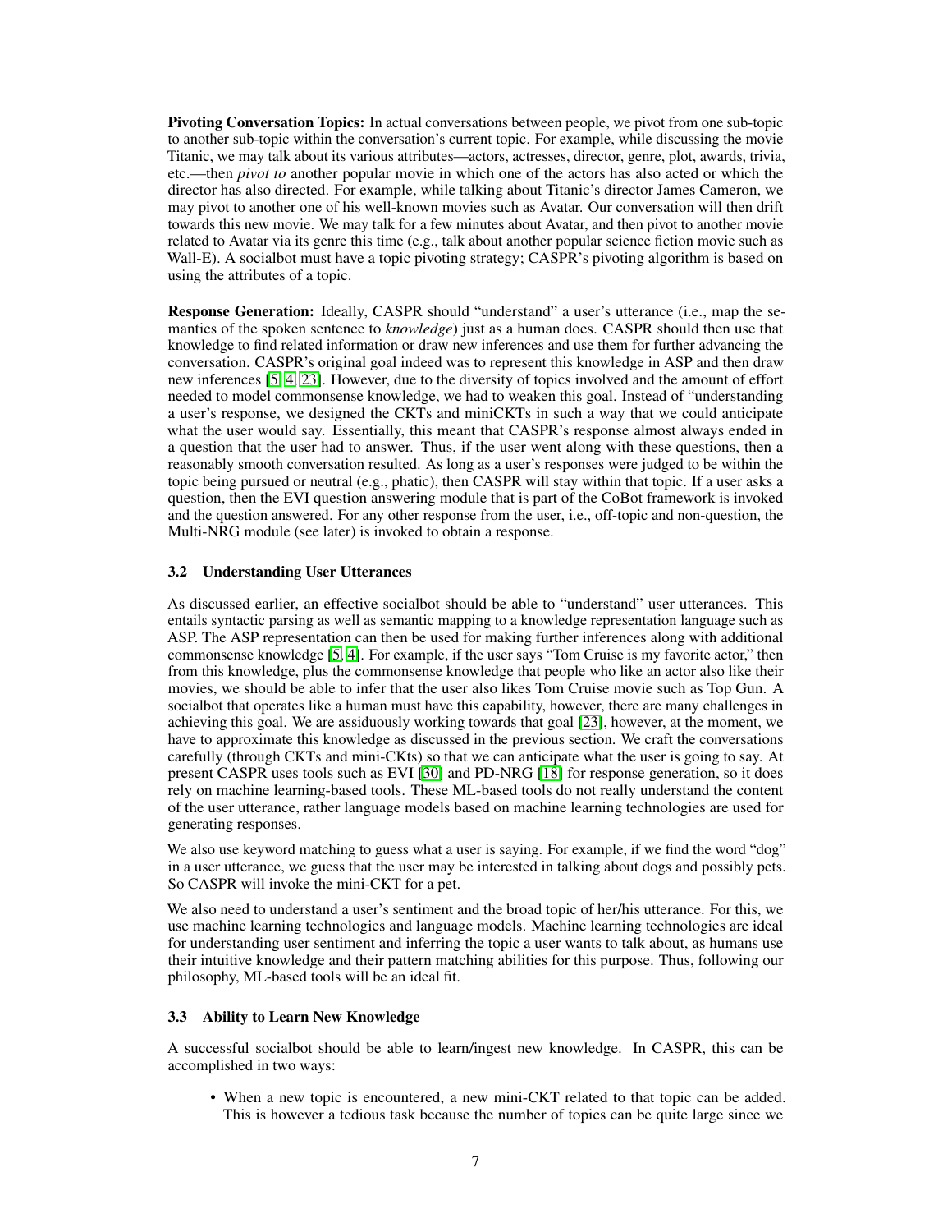**Pivoting Conversation Topics:** In actual conversations between people, we pivot from one sub-topic to another sub-topic within the conversation's current topic. For example, while discussing the movie Titanic, we may talk about its various attributes—actors, actresses, director, genre, plot, awards, trivia, etc.—then *pivot to* another popular movie in which one of the actors has also acted or which the director has also directed. For example, while talking about Titanic's director James Cameron, we may pivot to another one of his well-known movies such as Avatar. Our conversation will then drift towards this new movie. We may talk for a few minutes about Avatar, and then pivot to another movie related to Avatar via its genre this time (e.g., talk about another popular science fiction movie such as Wall-E). A socialbot must have a topic pivoting strategy; CASPR's pivoting algorithm is based on using the attributes of a topic.

**Response Generation:** Ideally, CASPR should "understand" a user's utterance (i.e., map the semantics of the spoken sentence to *knowledge*) just as a human does. CASPR should then use that knowledge to find related information or draw new inferences and use them for further advancing the conversation. CASPR's original goal indeed was to represent this knowledge in ASP and then draw new inferences [5, 4, 23]. However, due to the diversity of topics involved and the amount of effort needed to model commonsense knowledge, we had to weaken this goal. Instead of "understanding a user's response, we designed the CKTs and miniCKTs in such a way that we could anticipate what the user would say. Essentially, this meant that CASPR's response almost always ended in a question that the user had to answer. Thus, if the user went along with these questions, then a reasonably smooth conversation resulted. As long as a user's responses were judged to be within the topic being pursued or neutral (e.g., phatic), then CASPR will stay within that topic. If a user asks a question, then the EVI question answering module that is part of the CoBot framework is invoked and the question answered. For any other response from the user, i.e., off-topic and non-question, the Multi-NRG module (see later) is invoked to obtain a response.

### 3.2 Understanding User Utterances

As discussed earlier, an effective socialbot should be able to "understand" user utterances. This entails syntactic parsing as well as semantic mapping to a knowledge representation language such as ASP. The ASP representation can then be used for making further inferences along with additional commonsense knowledge [5, 4]. For example, if the user says "Tom Cruise is my favorite actor," then from this knowledge, plus the commonsense knowledge that people who like an actor also like their movies, we should be able to infer that the user also likes Tom Cruise movie such as Top Gun. A socialbot that operates like a human must have this capability, however, there are many challenges in achieving this goal. We are assiduously working towards that goal [23], however, at the moment, we have to approximate this knowledge as discussed in the previous section. We craft the conversations carefully (through CKTs and mini-CKts) so that we can anticipate what the user is going to say. At present CASPR uses tools such as EVI [30] and PD-NRG [18] for response generation, so it does rely on machine learning-based tools. These ML-based tools do not really understand the content of the user utterance, rather language models based on machine learning technologies are used for generating responses.

We also use keyword matching to guess what a user is saying. For example, if we find the word "dog" in a user utterance, we guess that the user may be interested in talking about dogs and possibly pets. So CASPR will invoke the mini-CKT for a pet.

We also need to understand a user's sentiment and the broad topic of her/his utterance. For this, we use machine learning technologies and language models. Machine learning technologies are ideal for understanding user sentiment and inferring the topic a user wants to talk about, as humans use their intuitive knowledge and their pattern matching abilities for this purpose. Thus, following our philosophy, ML-based tools will be an ideal fit.

### 3.3 Ability to Learn New Knowledge

A successful socialbot should be able to learn/ingest new knowledge. In CASPR, this can be accomplished in two ways:

- When a new topic is encountered, a new mini-CKT related to that topic can be added. This is however a tedious task because the number of topics can be quite large since we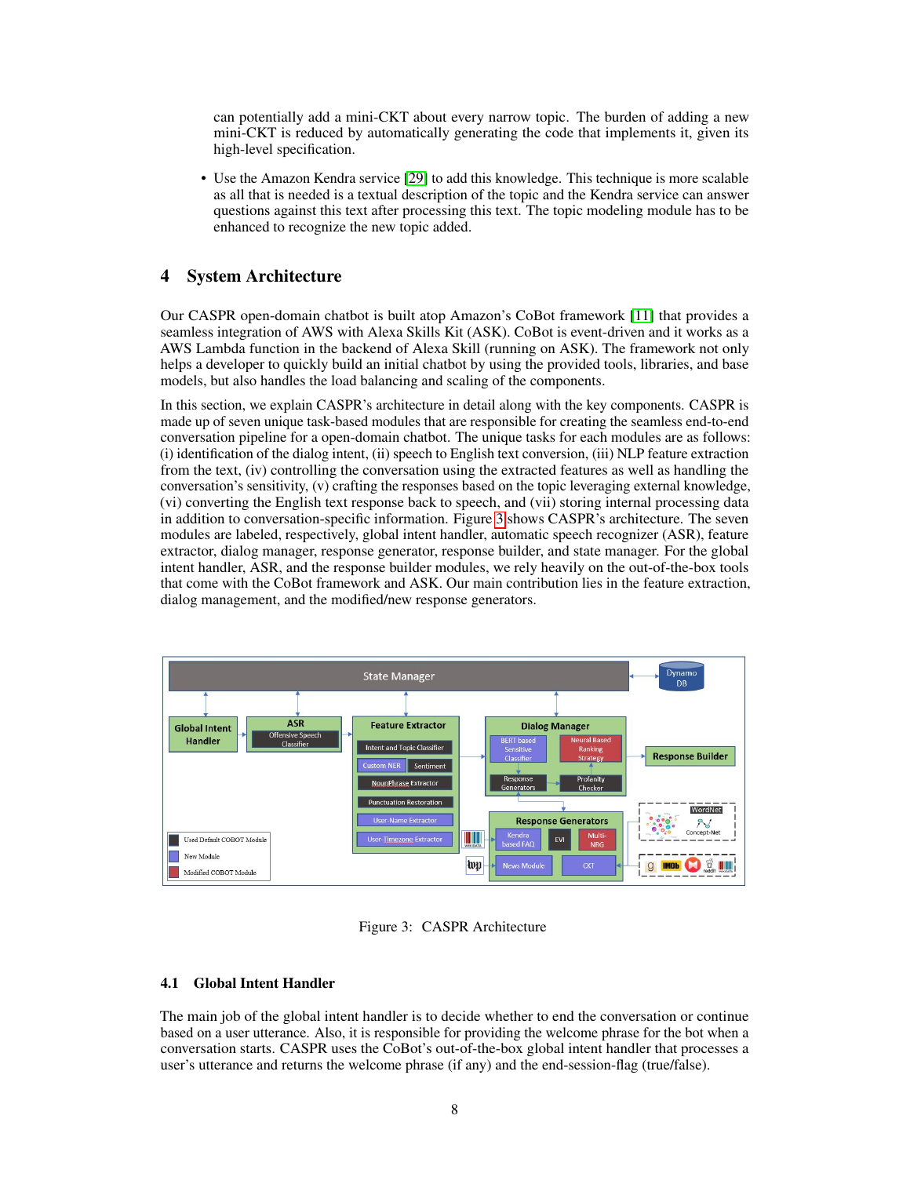can potentially add a mini-CKT about every narrow topic. The burden of adding a new mini-CKT is reduced by automatically generating the code that implements it, given its high-level specification.

- Use the Amazon Kendra service [29] to add this knowledge. This technique is more scalable as all that is needed is a textual description of the topic and the Kendra service can answer questions against this text after processing this text. The topic modeling module has to be enhanced to recognize the new topic added.

# 4 System Architecture

Our CASPR open-domain chatbot is built atop Amazon's CoBot framework [11] that provides a seamless integration of AWS with Alexa Skills Kit (ASK). CoBot is event-driven and it works as a AWS Lambda function in the backend of Alexa Skill (running on ASK). The framework not only helps a developer to quickly build an initial chatbot by using the provided tools, libraries, and base models, but also handles the load balancing and scaling of the components.

In this section, we explain CASPR's architecture in detail along with the key components. CASPR is made up of seven unique task-based modules that are responsible for creating the seamless end-to-end conversation pipeline for a open-domain chatbot. The unique tasks for each modules are as follows: (i) identification of the dialog intent, (ii) speech to English text conversion, (iii) NLP feature extraction from the text, (iv) controlling the conversation using the extracted features as well as handling the conversation's sensitivity, (v) crafting the responses based on the topic leveraging external knowledge, (vi) converting the English text response back to speech, and (vii) storing internal processing data in addition to conversation-specific information. Figure 3 shows CASPR's architecture. The seven modules are labeled, respectively, global intent handler, automatic speech recognizer (ASR), feature extractor, dialog manager, response generator, response builder, and state manager. For the global intent handler, ASR, and the response builder modules, we rely heavily on the out-of-the-box tools that come with the CoBot framework and ASK. Our main contribution lies in the feature extraction, dialog management, and the modified/new response generators.

Figure 3: CASPR Architecture

## 4.1 Global Intent Handler

The main job of the global intent handler is to decide whether to end the conversation or continue based on a user utterance. Also, it is responsible for providing the welcome phrase for the bot when a conversation starts. CASPR uses the CoBot's out-of-the-box global intent handler that processes a user's utterance and returns the welcome phrase (if any) and the end-session-flag (true/false).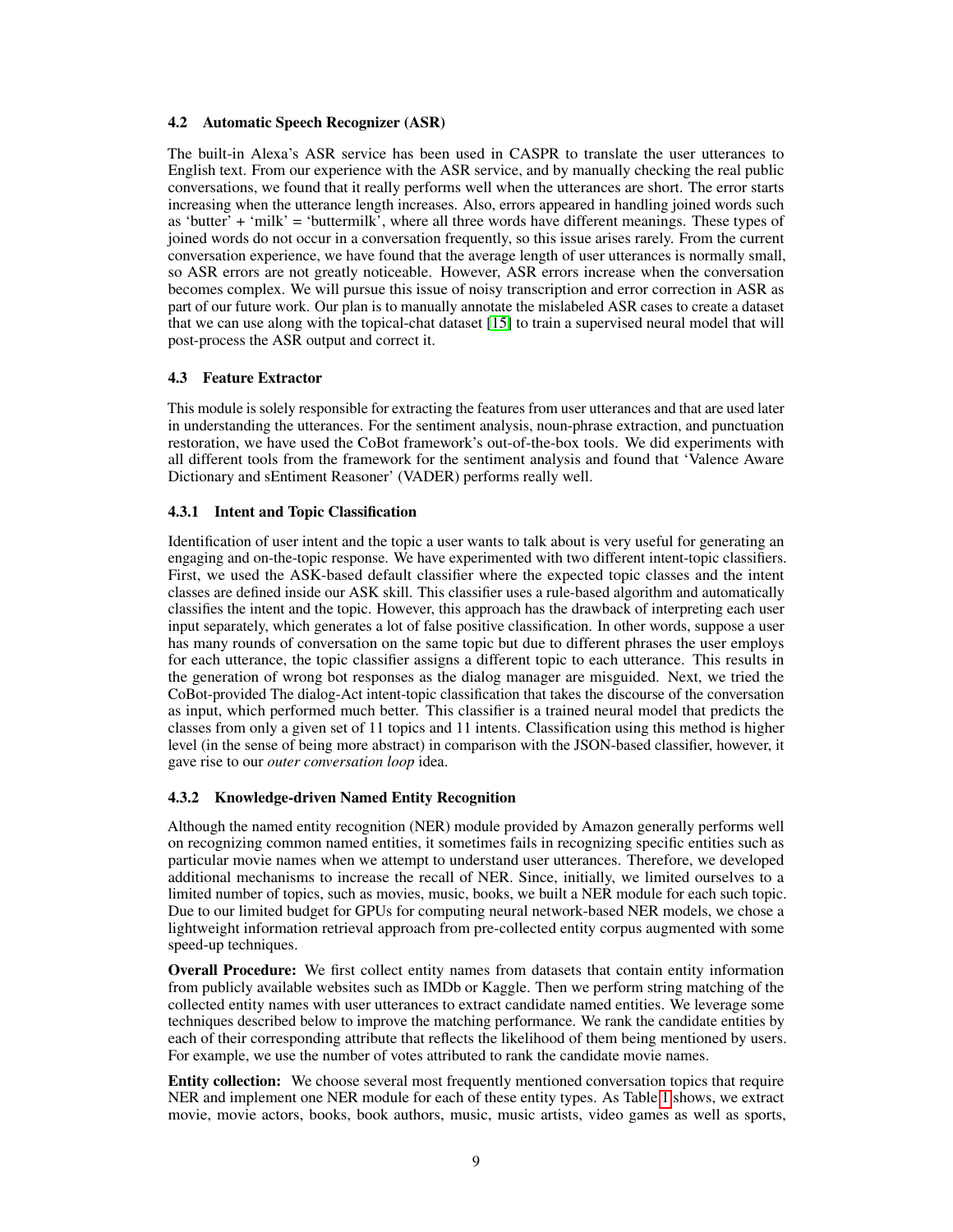### 4.2 Automatic Speech Recognizer (ASR)

The built-in Alexa's ASR service has been used in CASPR to translate the user utterances to English text. From our experience with the ASR service, and by manually checking the real public conversations, we found that it really performs well when the utterances are short. The error starts increasing when the utterance length increases. Also, errors appeared in handling joined words such as 'butter' + 'milk' = 'buttermilk', where all three words have different meanings. These types of joined words do not occur in a conversation frequently, so this issue arises rarely. From the current conversation experience, we have found that the average length of user utterances is normally small, so ASR errors are not greatly noticeable. However, ASR errors increase when the conversation becomes complex. We will pursue this issue of noisy transcription and error correction in ASR as part of our future work. Our plan is to manually annotate the mislabeled ASR cases to create a dataset that we can use along with the topical-chat dataset [15] to train a supervised neural model that will post-process the ASR output and correct it.

### 4.3 Feature Extractor

This module is solely responsible for extracting the features from user utterances and that are used later in understanding the utterances. For the sentiment analysis, noun-phrase extraction, and punctuation restoration, we have used the CoBot framework's out-of-the-box tools. We did experiments with all different tools from the framework for the sentiment analysis and found that 'Valence Aware Dictionary and sEntiment Reasoner' (VADER) performs really well.

#### 4.3.1 Intent and Topic Classification

Identification of user intent and the topic a user wants to talk about is very useful for generating an engaging and on-the-topic response. We have experimented with two different intent-topic classifiers. First, we used the ASK-based default classifier where the expected topic classes and the intent classes are defined inside our ASK skill. This classifier uses a rule-based algorithm and automatically classifies the intent and the topic. However, this approach has the drawback of interpreting each user input separately, which generates a lot of false positive classification. In other words, suppose a user has many rounds of conversation on the same topic but due to different phrases the user employs for each utterance, the topic classifier assigns a different topic to each utterance. This results in the generation of wrong bot responses as the dialog manager are misguided. Next, we tried the CoBot-provided The dialog-Act intent-topic classification that takes the discourse of the conversation as input, which performed much better. This classifier is a trained neural model that predicts the classes from only a given set of 11 topics and 11 intents. Classification using this method is higher level (in the sense of being more abstract) in comparison with the JSON-based classifier, however, it gave rise to our *outer conversation loop* idea.

#### 4.3.2 Knowledge-driven Named Entity Recognition

Although the named entity recognition (NER) module provided by Amazon generally performs well on recognizing common named entities, it sometimes fails in recognizing specific entities such as particular movie names when we attempt to understand user utterances. Therefore, we developed additional mechanisms to increase the recall of NER. Since, initially, we limited ourselves to a limited number of topics, such as movies, music, books, we built a NER module for each such topic. Due to our limited budget for GPUs for computing neural network-based NER models, we chose a lightweight information retrieval approach from pre-collected entity corpus augmented with some speed-up techniques.

**Overall Procedure:** We first collect entity names from datasets that contain entity information from publicly available websites such as IMDb or Kaggle. Then we perform string matching of the collected entity names with user utterances to extract candidate named entities. We leverage some techniques described below to improve the matching performance. We rank the candidate entities by each of their corresponding attribute that reflects the likelihood of them being mentioned by users. For example, we use the number of votes attributed to rank the candidate movie names.

**Entity collection:** We choose several most frequently mentioned conversation topics that require NER and implement one NER module for each of these entity types. As Table 1 shows, we extract movie, movie actors, books, book authors, music, music artists, video games as well as sports,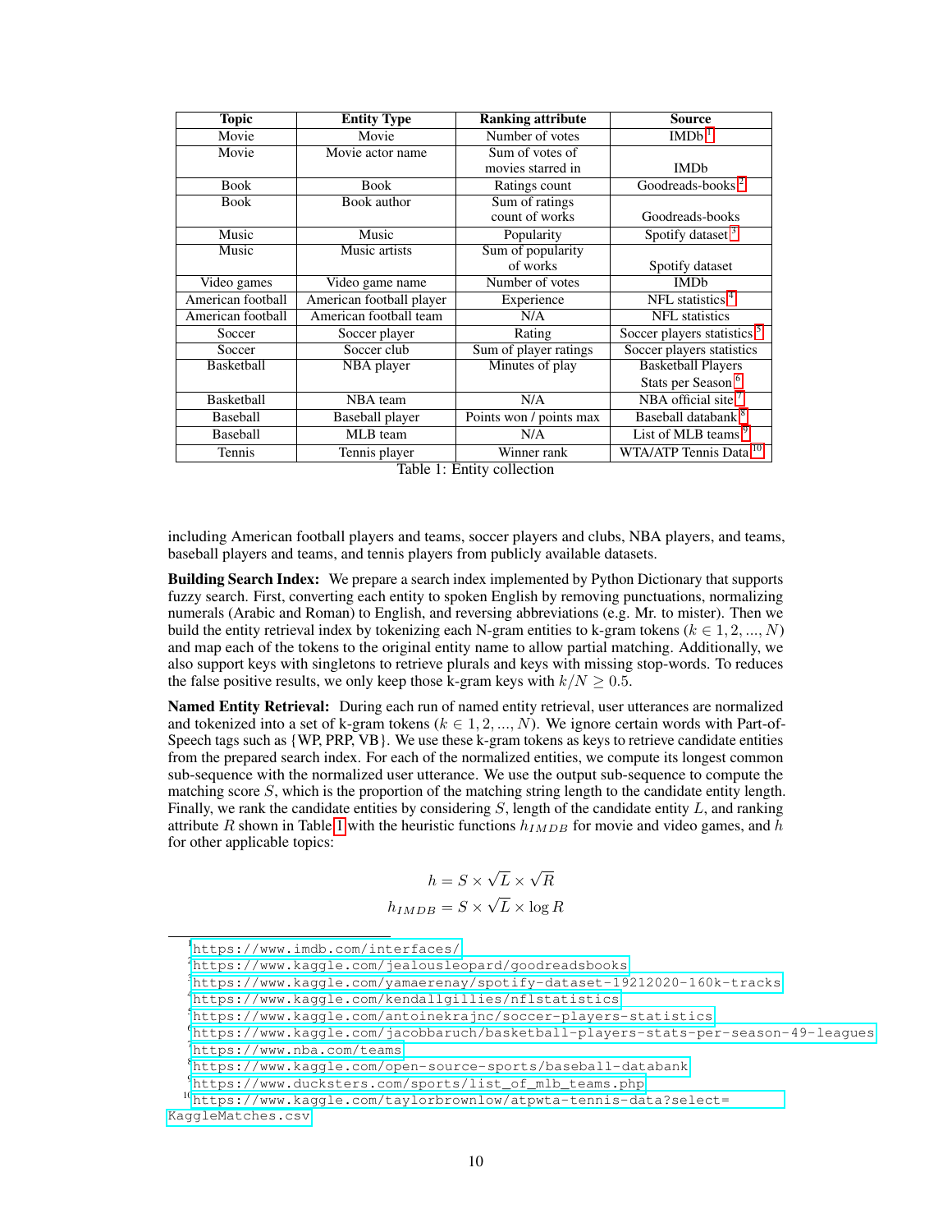| Topic | Entity Type | Ranking attribute | Source |
| --- | --- | --- | --- |
| Movie | Movie | Number of votes | IMDb[1] |
| Movie | Movie actor name | Sum of votes of movies starred in | IMDb |
| Book | Book | Ratings count | Goodreads-books[2] |
| Book | Book author | Sum of ratings count of works | Goodreads-books |
| Music | Music | Popularity | Spotify dataset[3] |
| Music | Music artists | Sum of popularity of works | Spotify dataset |
| Video games | Video game name | Number of votes | IMDb |
| American football | American football player | Experience | NFL statistics[4] |
| American football | American football team | N/A | NFL statistics |
| Soccer | Soccer player | Rating | Soccer players statistics[5] |
| Soccer | Soccer club | Sum of player ratings | Soccer players statistics |
| Basketball | NBA player | Minutes of play | Basketball Players Stats per Season[6] |
| Basketball | NBA team | N/A | NBA official site[7] |
| Baseball | Baseball player | Points won / points max | Baseball databank[8] |
| Baseball | MLB team | N/A | List of MLB teams[9] |
| Tennis | Tennis player | Winner rank | WTA/ATP Tennis Data[10] |

Table 1: Entity collection

including American football players and teams, soccer players and clubs, NBA players, and teams, baseball players and teams, and tennis players from publicly available datasets.

**Building Search Index:** We prepare a search index implemented by Python Dictionary that supports fuzzy search. First, converting each entity to spoken English by removing punctuations, normalizing numerals (Arabic and Roman) to English, and reversing abbreviations (e.g. Mr. to mister). Then we build the entity retrieval index by tokenizing each N-gram entities to k-gram tokens ($k \in 1, 2, ..., N$) and map each of the tokens to the original entity name to allow partial matching. Additionally, we also support keys with singletons to retrieve plurals and keys with missing stop-words. To reduces the false positive results, we only keep those k-gram keys with $k/N \geq 0.5$.

**Named Entity Retrieval:** During each run of named entity retrieval, user utterances are normalized and tokenized into a set of k-gram tokens ($k \in 1, 2, ..., N$). We ignore certain words with Part-of-Speech tags such as {WP, PRP, VB}. We use these k-gram tokens as keys to retrieve candidate entities from the prepared search index. For each of the normalized entities, we compute its longest common sub-sequence with the normalized user utterance. We use the output sub-sequence to compute the matching score $S$, which is the proportion of the matching string length to the candidate entity length. Finally, we rank the candidate entities by considering $S$, length of the candidate entity $L$, and ranking attribute $R$ shown in Table 1 with the heuristic functions $h_{IMDB}$ for movie and video games, and $h$ for other applicable topics:

$$h = S \times \sqrt{L} \times \sqrt{R}$$

$$h_{IMDB} = S \times \sqrt{L} \times \log R$$

[1] https://www.imdb.com/interfaces/

[2] https://www.kaggle.com/jealousleopard/goodreadsbooks

[3] https://www.kaggle.com/yamaerenay/spotify-dataset-19212020-160k-tracks

[4] https://www.kaggle.com/kendallgillies/nflstatistics

[5] https://www.kaggle.com/antoinekrajnc/soccer-players-statistics

[6] https://www.kaggle.com/jacobbaruch/basketball-players-stats-per-season-49-leagues

[7] https://www.nba.com/teams

[8] https://www.kaggle.com/open-source-sports/baseball-databank

[9] https://www.ducksters.com/sports/list_of_mlb_teams.php

[10] https://www.kaggle.com/taylorbrownlow/atpwta-tennis-data?select=KaggleMatches.csv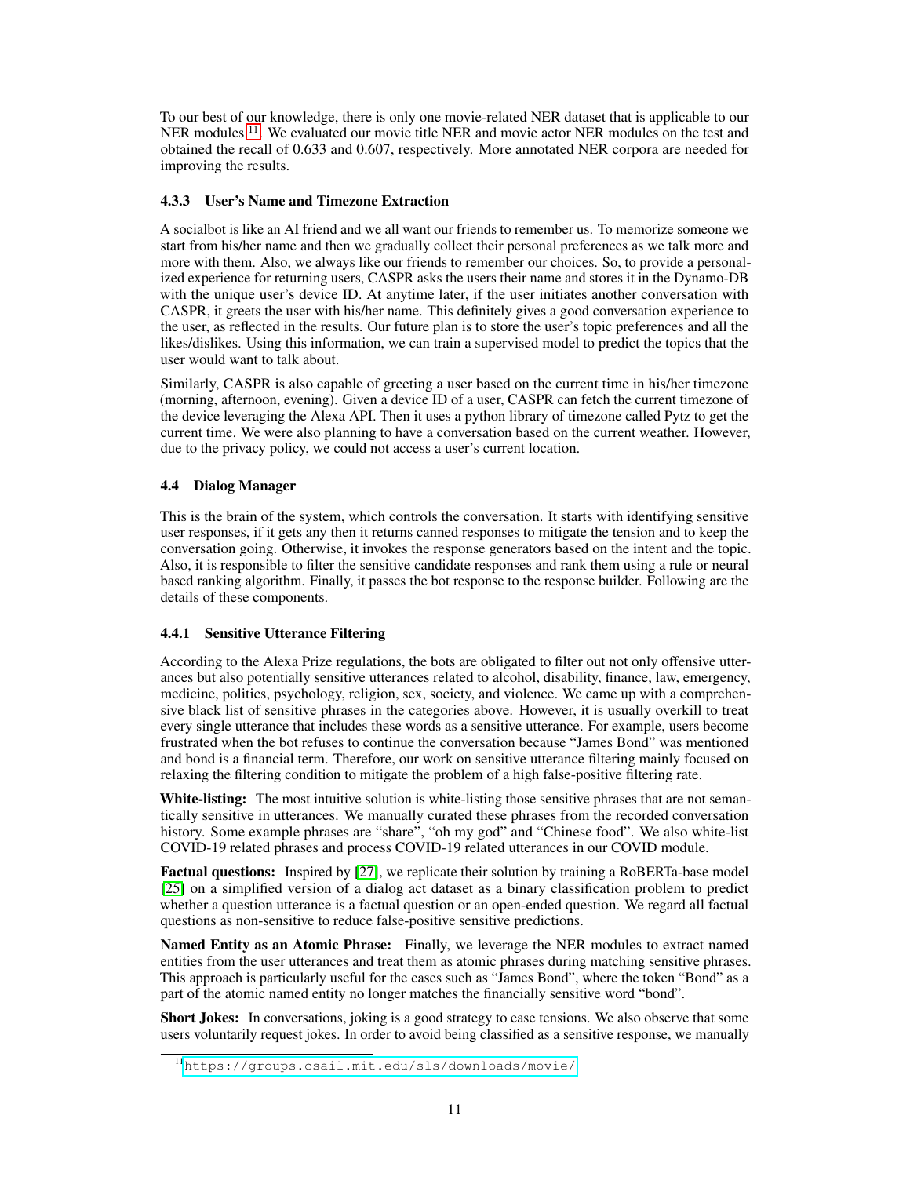To our best of our knowledge, there is only one movie-related NER dataset that is applicable to our NER modules[11]. We evaluated our movie title NER and movie actor NER modules on the test and obtained the recall of 0.633 and 0.607, respectively. More annotated NER corpora are needed for improving the results.

#### 4.3.3 User's Name and Timezone Extraction

A socialbot is like an AI friend and we all want our friends to remember us. To memorize someone we start from his/her name and then we gradually collect their personal preferences as we talk more and more with them. Also, we always like our friends to remember our choices. So, to provide a personalized experience for returning users, CASPR asks the users their name and stores it in the Dynamo-DB with the unique user's device ID. At anytime later, if the user initiates another conversation with CASPR, it greets the user with his/her name. This definitely gives a good conversation experience to the user, as reflected in the results. Our future plan is to store the user's topic preferences and all the likes/dislikes. Using this information, we can train a supervised model to predict the topics that the user would want to talk about.

Similarly, CASPR is also capable of greeting a user based on the current time in his/her timezone (morning, afternoon, evening). Given a device ID of a user, CASPR can fetch the current timezone of the device leveraging the Alexa API. Then it uses a python library of timezone called Pytz to get the current time. We were also planning to have a conversation based on the current weather. However, due to the privacy policy, we could not access a user's current location.

### 4.4 Dialog Manager

This is the brain of the system, which controls the conversation. It starts with identifying sensitive user responses, if it gets any then it returns canned responses to mitigate the tension and to keep the conversation going. Otherwise, it invokes the response generators based on the intent and the topic. Also, it is responsible to filter the sensitive candidate responses and rank them using a rule or neural based ranking algorithm. Finally, it passes the bot response to the response builder. Following are the details of these components.

#### 4.4.1 Sensitive Utterance Filtering

According to the Alexa Prize regulations, the bots are obligated to filter out not only offensive utterances but also potentially sensitive utterances related to alcohol, disability, finance, law, emergency, medicine, politics, psychology, religion, sex, society, and violence. We came up with a comprehensive black list of sensitive phrases in the categories above. However, it is usually overkill to treat every single utterance that includes these words as a sensitive utterance. For example, users become frustrated when the bot refuses to continue the conversation because "James Bond" was mentioned and bond is a financial term. Therefore, our work on sensitive utterance filtering mainly focused on relaxing the filtering condition to mitigate the problem of a high false-positive filtering rate.

**White-listing:** The most intuitive solution is white-listing those sensitive phrases that are not semantically sensitive in utterances. We manually curated these phrases from the recorded conversation history. Some example phrases are "share", "oh my god" and "Chinese food". We also white-list COVID-19 related phrases and process COVID-19 related utterances in our COVID module.

**Factual questions:** Inspired by [27], we replicate their solution by training a RoBERTa-base model [25] on a simplified version of a dialog act dataset as a binary classification problem to predict whether a question utterance is a factual question or an open-ended question. We regard all factual questions as non-sensitive to reduce false-positive sensitive predictions.

**Named Entity as an Atomic Phrase:** Finally, we leverage the NER modules to extract named entities from the user utterances and treat them as atomic phrases during matching sensitive phrases. This approach is particularly useful for the cases such as "James Bond", where the token "Bond" as a part of the atomic named entity no longer matches the financially sensitive word "bond".

**Short Jokes:** In conversations, joking is a good strategy to ease tensions. We also observe that some users voluntarily request jokes. In order to avoid being classified as a sensitive response, we manually

[11] https://groups.csail.mit.edu/sls/downloads/movie/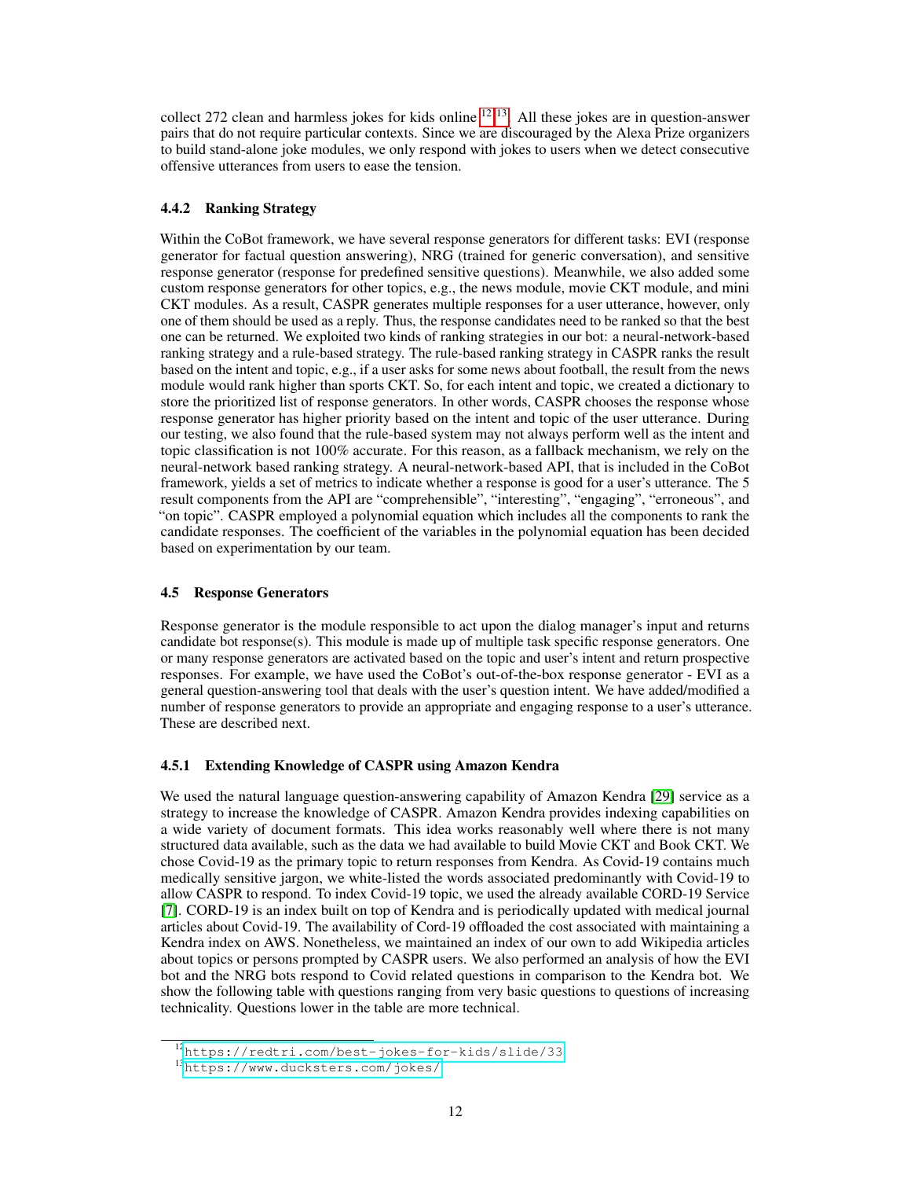collect 272 clean and harmless jokes for kids online [12,13]. All these jokes are in question-answer pairs that do not require particular contexts. Since we are discouraged by the Alexa Prize organizers to build stand-alone joke modules, we only respond with jokes to users when we detect consecutive offensive utterances from users to ease the tension.

#### 4.4.2 Ranking Strategy

Within the CoBot framework, we have several response generators for different tasks: EVI (response generator for factual question answering), NRG (trained for generic conversation), and sensitive response generator (response for predefined sensitive questions). Meanwhile, we also added some custom response generators for other topics, e.g., the news module, movie CKT module, and mini CKT modules. As a result, CASPR generates multiple responses for a user utterance, however, only one of them should be used as a reply. Thus, the response candidates need to be ranked so that the best one can be returned. We exploited two kinds of ranking strategies in our bot: a neural-network-based ranking strategy and a rule-based strategy. The rule-based ranking strategy in CASPR ranks the result based on the intent and topic, e.g., if a user asks for some news about football, the result from the news module would rank higher than sports CKT. So, for each intent and topic, we created a dictionary to store the prioritized list of response generators. In other words, CASPR chooses the response whose response generator has higher priority based on the intent and topic of the user utterance. During our testing, we also found that the rule-based system may not always perform well as the intent and topic classification is not 100% accurate. For this reason, as a fallback mechanism, we rely on the neural-network based ranking strategy. A neural-network-based API, that is included in the CoBot framework, yields a set of metrics to indicate whether a response is good for a user's utterance. The 5 result components from the API are "comprehensible", "interesting", "engaging", "erroneous", and "on topic". CASPR employed a polynomial equation which includes all the components to rank the candidate responses. The coefficient of the variables in the polynomial equation has been decided based on experimentation by our team.

### 4.5 Response Generators

Response generator is the module responsible to act upon the dialog manager's input and returns candidate bot response(s). This module is made up of multiple task specific response generators. One or many response generators are activated based on the topic and user's intent and return prospective responses. For example, we have used the CoBot's out-of-the-box response generator - EVI as a general question-answering tool that deals with the user's question intent. We have added/modified a number of response generators to provide an appropriate and engaging response to a user's utterance. These are described next.

#### 4.5.1 Extending Knowledge of CASPR using Amazon Kendra

We used the natural language question-answering capability of Amazon Kendra [29] service as a strategy to increase the knowledge of CASPR. Amazon Kendra provides indexing capabilities on a wide variety of document formats. This idea works reasonably well where there is not many structured data available, such as the data we had available to build Movie CKT and Book CKT. We chose Covid-19 as the primary topic to return responses from Kendra. As Covid-19 contains much medically sensitive jargon, we white-listed the words associated predominantly with Covid-19 to allow CASPR to respond. To index Covid-19 topic, we used the already available CORD-19 Service [7]. CORD-19 is an index built on top of Kendra and is periodically updated with medical journal articles about Covid-19. The availability of Cord-19 offloaded the cost associated with maintaining a Kendra index on AWS. Nonetheless, we maintained an index of our own to add Wikipedia articles about topics or persons prompted by CASPR users. We also performed an analysis of how the EVI bot and the NRG bots respond to Covid related questions in comparison to the Kendra bot. We show the following table with questions ranging from very basic questions to questions of increasing technicality. Questions lower in the table are more technical.

[12] https://redtri.com/best-jokes-for-kids/slide/33

[13] https://www.ducksters.com/jokes/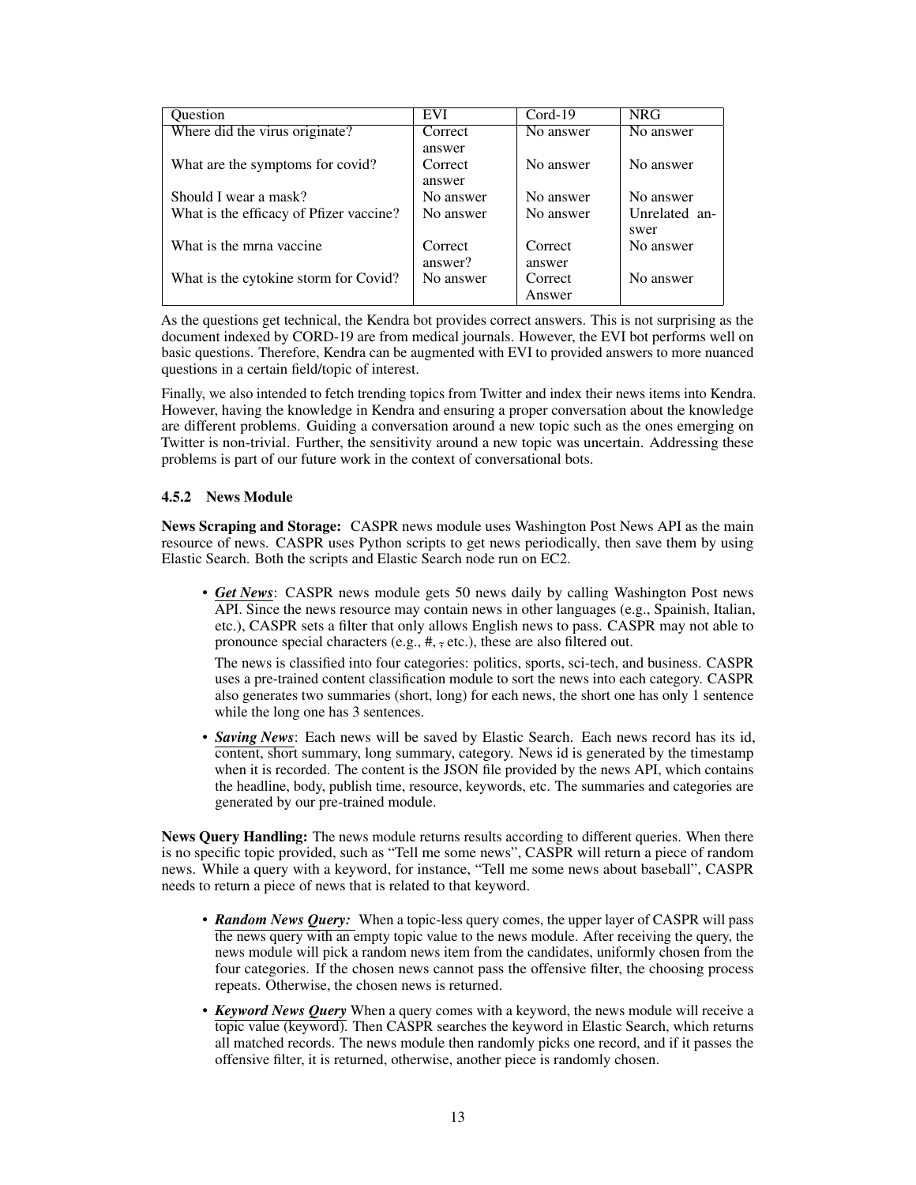| Question | EVI | Cord-19 | NRG |
|---|---|---|---|
| Where did the virus originate? | Correct answer | No answer | No answer |
| What are the symptoms for covid? | Correct answer | No answer | No answer |
| Should I wear a mask? | No answer | No answer | No answer |
| What is the efficacy of Pfizer vaccine? | No answer | No answer | Unrelated answer |
| What is the mrna vaccine | Correct answer? | Correct answer | No answer |
| What is the cytokine storm for Covid? | No answer | Correct Answer | No answer |

As the questions get technical, the Kendra bot provides correct answers. This is not surprising as the document indexed by CORD-19 are from medical journals. However, the EVI bot performs well on basic questions. Therefore, Kendra can be augmented with EVI to provided answers to more nuanced questions in a certain field/topic of interest.

Finally, we also intended to fetch trending topics from Twitter and index their news items into Kendra. However, having the knowledge in Kendra and ensuring a proper conversation about the knowledge are different problems. Guiding a conversation around a new topic such as the ones emerging on Twitter is non-trivial. Further, the sensitivity around a new topic was uncertain. Addressing these problems is part of our future work in the context of conversational bots.

#### 4.5.2 News Module

**News Scraping and Storage:** CASPR news module uses Washington Post News API as the main resource of news. CASPR uses Python scripts to get news periodically, then save them by using Elastic Search. Both the scripts and Elastic Search node run on EC2.

- ***Get News***: CASPR news module gets 50 news daily by calling Washington Post news API. Since the news resource may contain news in other languages (e.g., Spainish, Italian, etc.), CASPR sets a filter that only allows English news to pass. CASPR may not able to pronounce special characters (e.g., #, ;, etc.), these are also filtered out.

  The news is classified into four categories: politics, sports, sci-tech, and business. CASPR uses a pre-trained content classification module to sort the news into each category. CASPR also generates two summaries (short, long) for each news, the short one has only 1 sentence while the long one has 3 sentences.

- ***Saving News***: Each news will be saved by Elastic Search. Each news record has its id, content, short summary, long summary, category. News id is generated by the timestamp when it is recorded. The content is the JSON file provided by the news API, which contains the headline, body, publish time, resource, keywords, etc. The summaries and categories are generated by our pre-trained module.

**News Query Handling:** The news module returns results according to different queries. When there is no specific topic provided, such as "Tell me some news", CASPR will return a piece of random news. While a query with a keyword, for instance, "Tell me some news about baseball", CASPR needs to return a piece of news that is related to that keyword.

- ***Random News Query:*** When a topic-less query comes, the upper layer of CASPR will pass the news query with an empty topic value to the news module. After receiving the query, the news module will pick a random news item from the candidates, uniformly chosen from the four categories. If the chosen news cannot pass the offensive filter, the choosing process repeats. Otherwise, the chosen news is returned.

- ***Keyword News Query*** When a query comes with a keyword, the news module will receive a topic value (keyword). Then CASPR searches the keyword in Elastic Search, which returns all matched records. The news module then randomly picks one record, and if it passes the offensive filter, it is returned, otherwise, another piece is randomly chosen.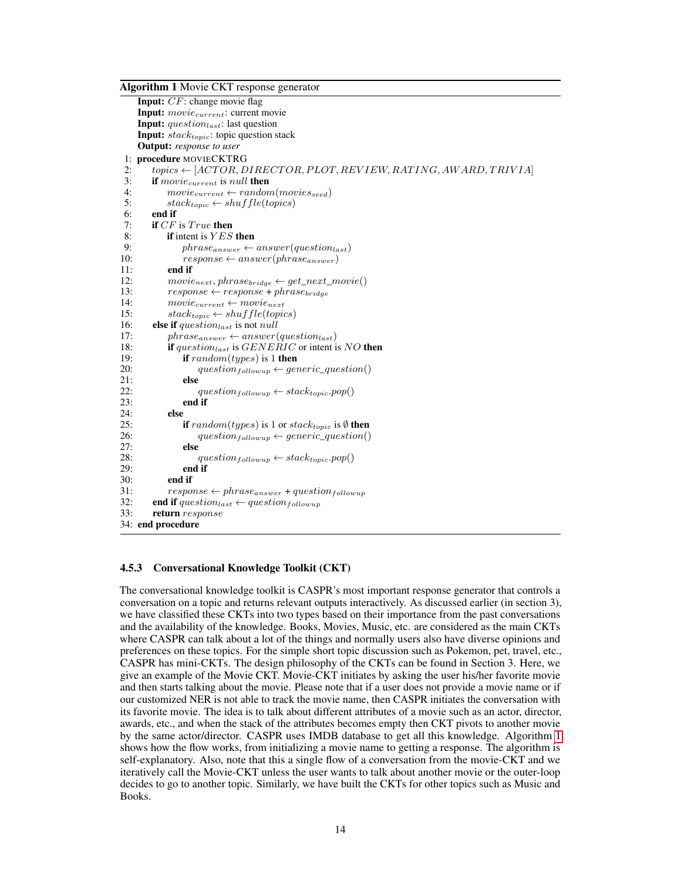**Algorithm 1** Movie CKT response generator

```
Input: CF: change movie flag
Input: movie_current: current movie
Input: question_last: last question
Input: stack_topic: topic question stack
Output: response to user
 1: procedure MOVIECKTRG
 2:     topics ← [ACTOR, DIRECTOR, PLOT, REVIEW, RATING, AWARD, TRIVIA]
 3:     if movie_current is null then
 4:         movie_current ← random(movies_seed)
 5:         stack_topic ← shuffle(topics)
 6:     end if
 7:     if CF is True then
 8:         if intent is YES then
 9:             phrase_answer ← answer(question_last)
10:             response ← answer(phrase_answer)
11:         end if
12:         movie_next, phrase_bridge ← get_next_movie()
13:         response ← response + phrase_bridge
14:         movie_current ← movie_next
15:         stack_topic ← shuffle(topics)
16:     else if question_last is not null
17:         phrase_answer ← answer(question_last)
18:         if question_last is GENERIC or intent is NO then
19:             if random(types) is 1 then
20:                 question_followup ← generic_question()
21:             else
22:                 question_followup ← stack_topic.pop()
23:             end if
24:         else
25:             if random(types) is 1 or stack_topic is ∅ then
26:                 question_followup ← generic_question()
27:             else
28:                 question_followup ← stack_topic.pop()
29:             end if
30:         end if
31:         response ← phrase_answer + question_followup
32:     end if question_last ← question_followup
33:     return response
34: end procedure
```

#### 4.5.3 Conversational Knowledge Toolkit (CKT)

The conversational knowledge toolkit is CASPR's most important response generator that controls a conversation on a topic and returns relevant outputs interactively. As discussed earlier (in section 3), we have classified these CKTs into two types based on their importance from the past conversations and the availability of the knowledge. Books, Movies, Music, etc. are considered as the main CKTs where CASPR can talk about a lot of the things and normally users also have diverse opinions and preferences on these topics. For the simple short topic discussion such as Pokemon, pet, travel, etc., CASPR has mini-CKTs. The design philosophy of the CKTs can be found in Section 3. Here, we give an example of the Movie CKT. Movie-CKT initiates by asking the user his/her favorite movie and then starts talking about the movie. Please note that if a user does not provide a movie name or if our customized NER is not able to track the movie name, then CASPR initiates the conversation with its favorite movie. The idea is to talk about different attributes of a movie such as an actor, director, awards, etc., and when the stack of the attributes becomes empty then CKT pivots to another movie by the same actor/director. CASPR uses IMDB database to get all this knowledge. Algorithm 1 shows how the flow works, from initializing a movie name to getting a response. The algorithm is self-explanatory. Also, note that this a single flow of a conversation from the movie-CKT and we iteratively call the Movie-CKT unless the user wants to talk about another movie or the outer-loop decides to go to another topic. Similarly, we have built the CKTs for other topics such as Music and Books.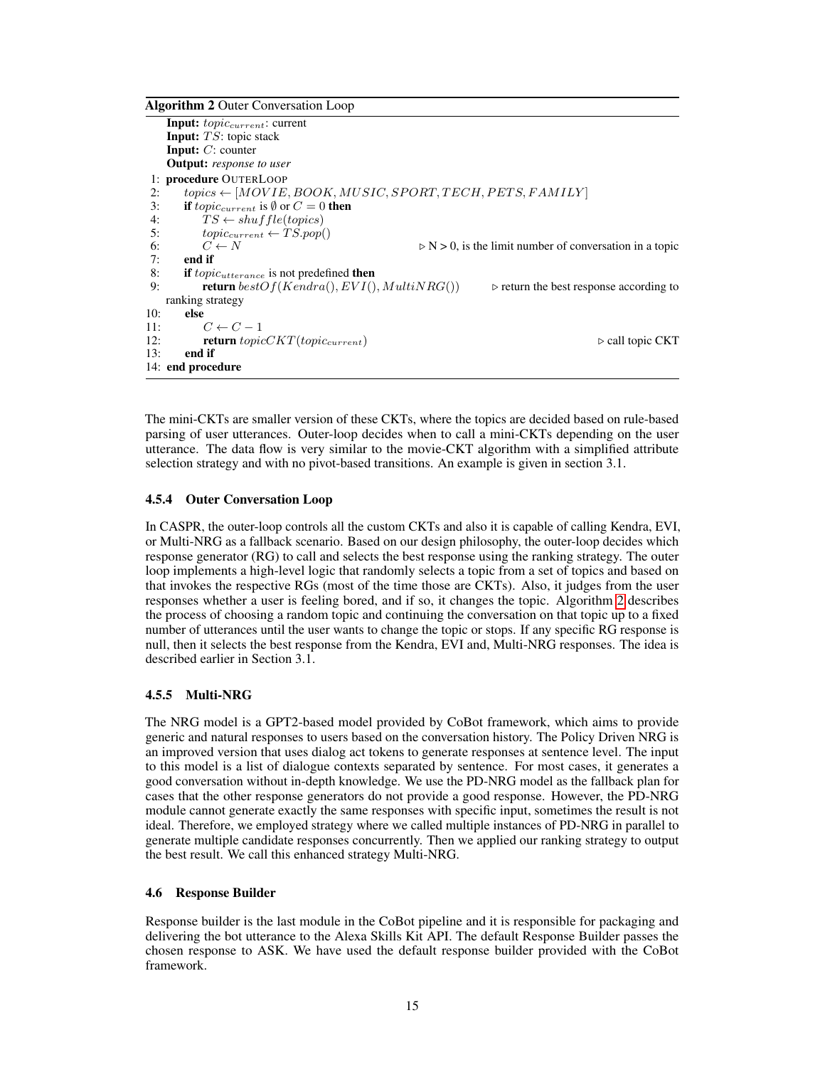**Algorithm 2** Outer Conversation Loop

```
    Input: topic_current: current
    Input: TS: topic stack
    Input: C: counter
    Output: response to user
 1: procedure OUTERLOOP
 2:     topics ← [MOVIE, BOOK, MUSIC, SPORT, TECH, PETS, FAMILY]
 3:     if topic_current is ∅ or C = 0 then
 4:         TS ← shuffle(topics)
 5:         topic_current ← TS.pop()
 6:         C ← N                                   ▷ N > 0, is the limit number of conversation in a topic
 7:     end if
 8:     if topic_utterance is not predefined then
 9:         return bestOf(Kendra(), EVI(), MultiNRG())     ▷ return the best response according to
    ranking strategy
10:     else
11:         C ← C − 1
12:         return topicCKT(topic_current)                                         ▷ call topic CKT
13:     end if
14: end procedure
```

The mini-CKTs are smaller version of these CKTs, where the topics are decided based on rule-based parsing of user utterances. Outer-loop decides when to call a mini-CKTs depending on the user utterance. The data flow is very similar to the movie-CKT algorithm with a simplified attribute selection strategy and with no pivot-based transitions. An example is given in section 3.1.

#### 4.5.4 Outer Conversation Loop

In CASPR, the outer-loop controls all the custom CKTs and also it is capable of calling Kendra, EVI, or Multi-NRG as a fallback scenario. Based on our design philosophy, the outer-loop decides which response generator (RG) to call and selects the best response using the ranking strategy. The outer loop implements a high-level logic that randomly selects a topic from a set of topics and based on that invokes the respective RGs (most of the time those are CKTs). Also, it judges from the user responses whether a user is feeling bored, and if so, it changes the topic. Algorithm 2 describes the process of choosing a random topic and continuing the conversation on that topic up to a fixed number of utterances until the user wants to change the topic or stops. If any specific RG response is null, then it selects the best response from the Kendra, EVI and, Multi-NRG responses. The idea is described earlier in Section 3.1.

#### 4.5.5 Multi-NRG

The NRG model is a GPT2-based model provided by CoBot framework, which aims to provide generic and natural responses to users based on the conversation history. The Policy Driven NRG is an improved version that uses dialog act tokens to generate responses at sentence level. The input to this model is a list of dialogue contexts separated by sentence. For most cases, it generates a good conversation without in-depth knowledge. We use the PD-NRG model as the fallback plan for cases that the other response generators do not provide a good response. However, the PD-NRG module cannot generate exactly the same responses with specific input, sometimes the result is not ideal. Therefore, we employed strategy where we called multiple instances of PD-NRG in parallel to generate multiple candidate responses concurrently. Then we applied our ranking strategy to output the best result. We call this enhanced strategy Multi-NRG.

### 4.6 Response Builder

Response builder is the last module in the CoBot pipeline and it is responsible for packaging and delivering the bot utterance to the Alexa Skills Kit API. The default Response Builder passes the chosen response to ASK. We have used the default response builder provided with the CoBot framework.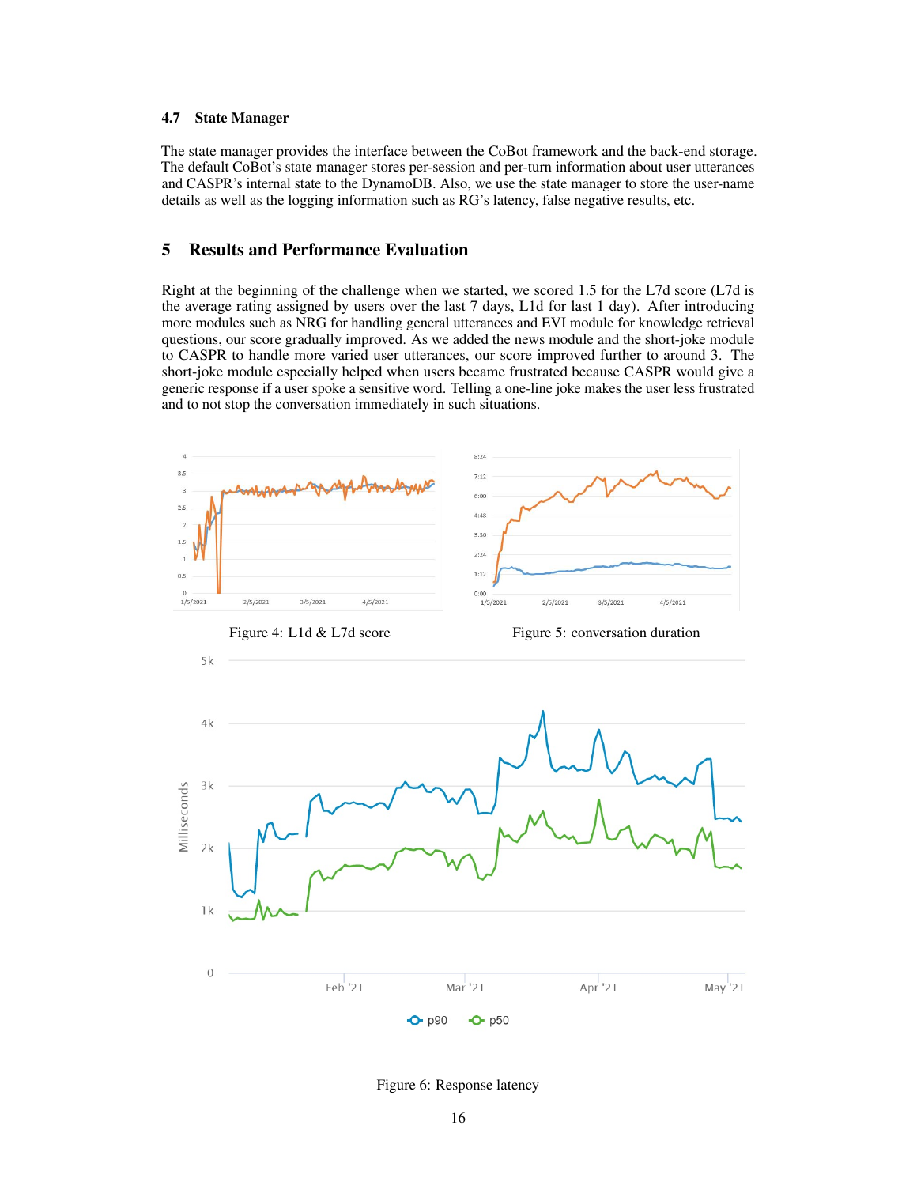### 4.7 State Manager

The state manager provides the interface between the CoBot framework and the back-end storage. The default CoBot's state manager stores per-session and per-turn information about user utterances and CASPR's internal state to the DynamoDB. Also, we use the state manager to store the user-name details as well as the logging information such as RG's latency, false negative results, etc.

## 5 Results and Performance Evaluation

Right at the beginning of the challenge when we started, we scored 1.5 for the L7d score (L7d is the average rating assigned by users over the last 7 days, L1d for last 1 day). After introducing more modules such as NRG for handling general utterances and EVI module for knowledge retrieval questions, our score gradually improved. As we added the news module and the short-joke module to CASPR to handle more varied user utterances, our score improved further to around 3. The short-joke module especially helped when users became frustrated because CASPR would give a generic response if a user spoke a sensitive word. Telling a one-line joke makes the user less frustrated and to not stop the conversation immediately in such situations.

Figure 4: L1d & L7d score

Figure 5: conversation duration

Figure 6: Response latency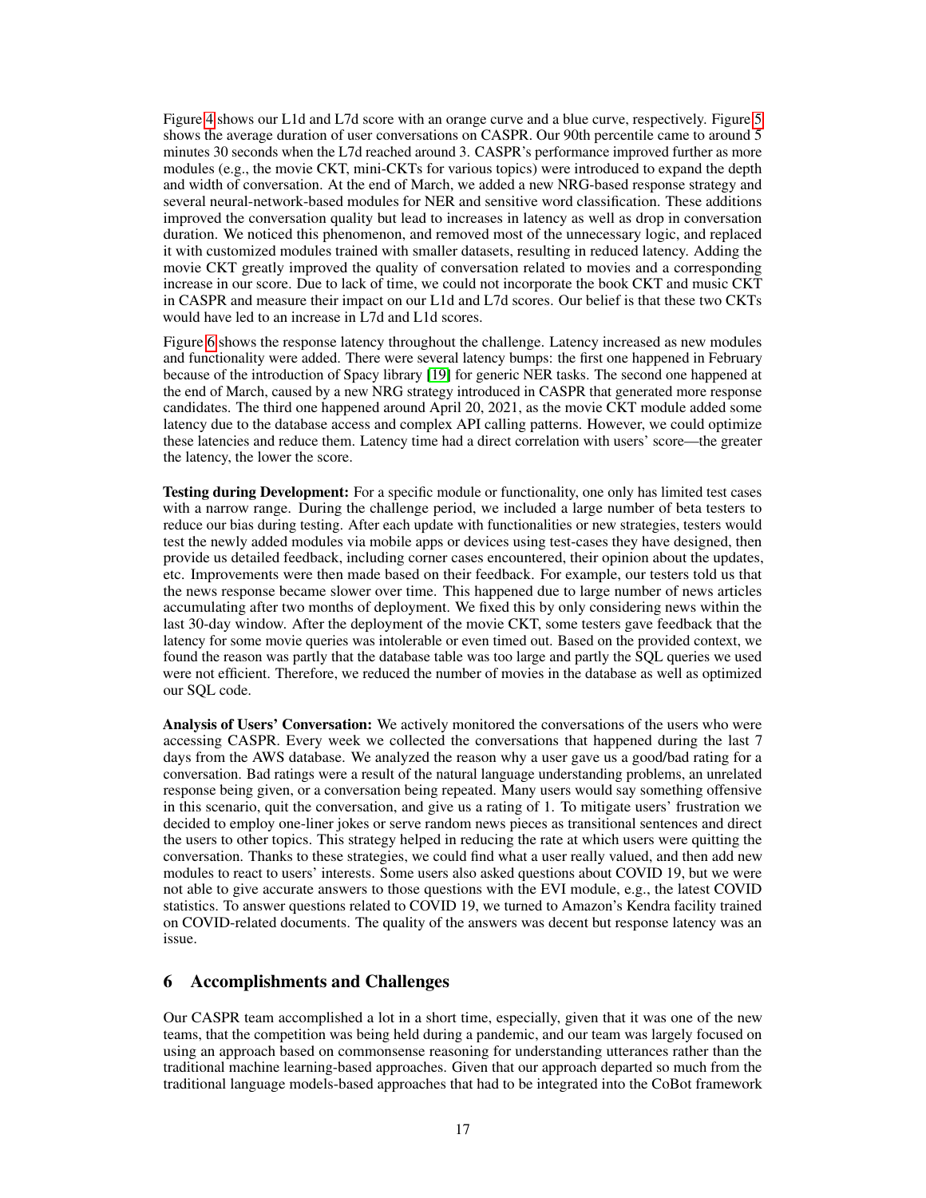Figure 4 shows our L1d and L7d score with an orange curve and a blue curve, respectively. Figure 5 shows the average duration of user conversations on CASPR. Our 90th percentile came to around 5 minutes 30 seconds when the L7d reached around 3. CASPR's performance improved further as more modules (e.g., the movie CKT, mini-CKTs for various topics) were introduced to expand the depth and width of conversation. At the end of March, we added a new NRG-based response strategy and several neural-network-based modules for NER and sensitive word classification. These additions improved the conversation quality but lead to increases in latency as well as drop in conversation duration. We noticed this phenomenon, and removed most of the unnecessary logic, and replaced it with customized modules trained with smaller datasets, resulting in reduced latency. Adding the movie CKT greatly improved the quality of conversation related to movies and a corresponding increase in our score. Due to lack of time, we could not incorporate the book CKT and music CKT in CASPR and measure their impact on our L1d and L7d scores. Our belief is that these two CKTs would have led to an increase in L7d and L1d scores.

Figure 6 shows the response latency throughout the challenge. Latency increased as new modules and functionality were added. There were several latency bumps: the first one happened in February because of the introduction of Spacy library [19] for generic NER tasks. The second one happened at the end of March, caused by a new NRG strategy introduced in CASPR that generated more response candidates. The third one happened around April 20, 2021, as the movie CKT module added some latency due to the database access and complex API calling patterns. However, we could optimize these latencies and reduce them. Latency time had a direct correlation with users' score—the greater the latency, the lower the score.

**Testing during Development:** For a specific module or functionality, one only has limited test cases with a narrow range. During the challenge period, we included a large number of beta testers to reduce our bias during testing. After each update with functionalities or new strategies, testers would test the newly added modules via mobile apps or devices using test-cases they have designed, then provide us detailed feedback, including corner cases encountered, their opinion about the updates, etc. Improvements were then made based on their feedback. For example, our testers told us that the news response became slower over time. This happened due to large number of news articles accumulating after two months of deployment. We fixed this by only considering news within the last 30-day window. After the deployment of the movie CKT, some testers gave feedback that the latency for some movie queries was intolerable or even timed out. Based on the provided context, we found the reason was partly that the database table was too large and partly the SQL queries we used were not efficient. Therefore, we reduced the number of movies in the database as well as optimized our SQL code.

**Analysis of Users' Conversation:** We actively monitored the conversations of the users who were accessing CASPR. Every week we collected the conversations that happened during the last 7 days from the AWS database. We analyzed the reason why a user gave us a good/bad rating for a conversation. Bad ratings were a result of the natural language understanding problems, an unrelated response being given, or a conversation being repeated. Many users would say something offensive in this scenario, quit the conversation, and give us a rating of 1. To mitigate users' frustration we decided to employ one-liner jokes or serve random news pieces as transitional sentences and direct the users to other topics. This strategy helped in reducing the rate at which users were quitting the conversation. Thanks to these strategies, we could find what a user really valued, and then add new modules to react to users' interests. Some users also asked questions about COVID 19, but we were not able to give accurate answers to those questions with the EVI module, e.g., the latest COVID statistics. To answer questions related to COVID 19, we turned to Amazon's Kendra facility trained on COVID-related documents. The quality of the answers was decent but response latency was an issue.

## 6 Accomplishments and Challenges

Our CASPR team accomplished a lot in a short time, especially, given that it was one of the new teams, that the competition was being held during a pandemic, and our team was largely focused on using an approach based on commonsense reasoning for understanding utterances rather than the traditional machine learning-based approaches. Given that our approach departed so much from the traditional language models-based approaches that had to be integrated into the CoBot framework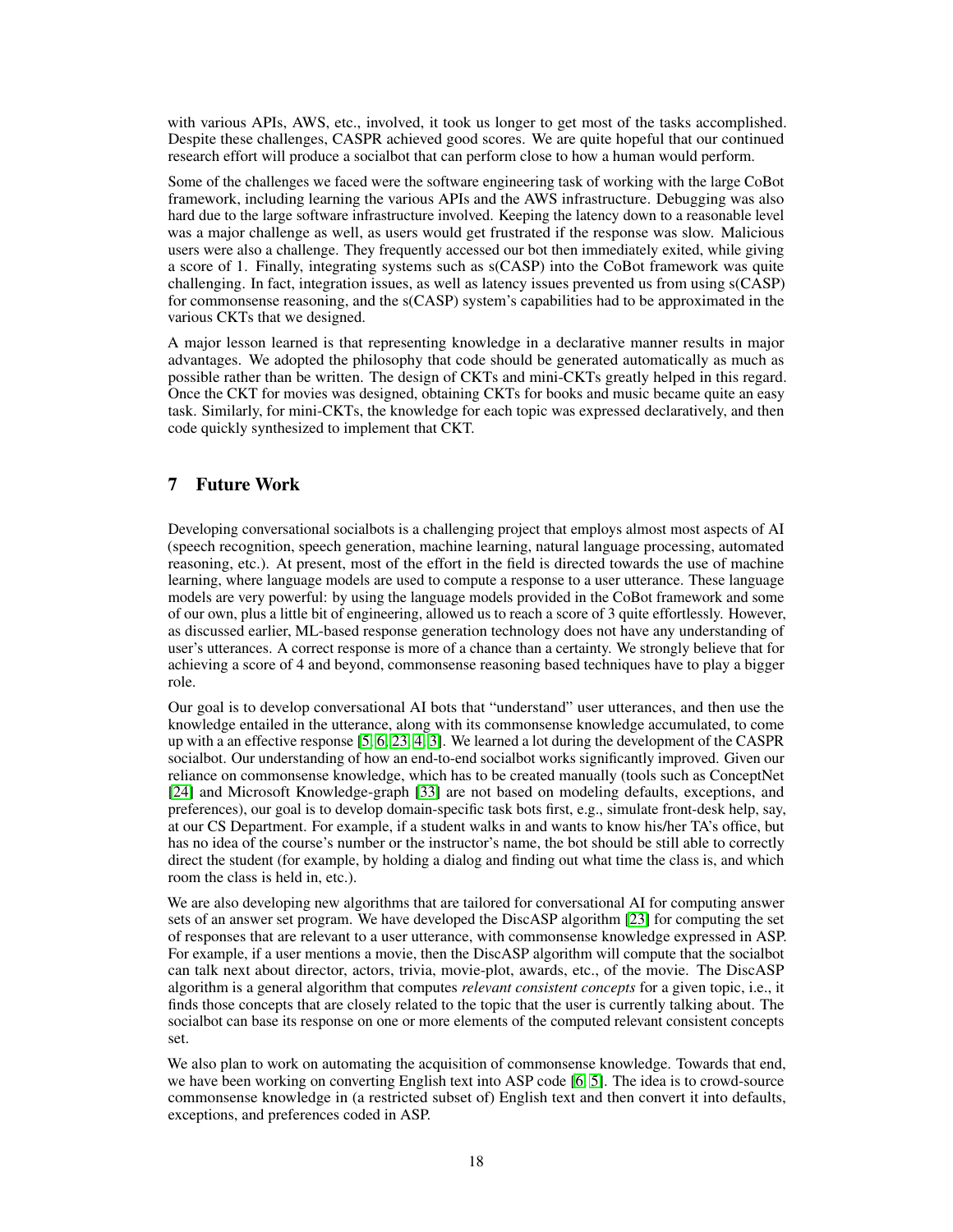with various APIs, AWS, etc., involved, it took us longer to get most of the tasks accomplished. Despite these challenges, CASPR achieved good scores. We are quite hopeful that our continued research effort will produce a socialbot that can perform close to how a human would perform.

Some of the challenges we faced were the software engineering task of working with the large CoBot framework, including learning the various APIs and the AWS infrastructure. Debugging was also hard due to the large software infrastructure involved. Keeping the latency down to a reasonable level was a major challenge as well, as users would get frustrated if the response was slow. Malicious users were also a challenge. They frequently accessed our bot then immediately exited, while giving a score of 1. Finally, integrating systems such as s(CASP) into the CoBot framework was quite challenging. In fact, integration issues, as well as latency issues prevented us from using s(CASP) for commonsense reasoning, and the s(CASP) system's capabilities had to be approximated in the various CKTs that we designed.

A major lesson learned is that representing knowledge in a declarative manner results in major advantages. We adopted the philosophy that code should be generated automatically as much as possible rather than be written. The design of CKTs and mini-CKTs greatly helped in this regard. Once the CKT for movies was designed, obtaining CKTs for books and music became quite an easy task. Similarly, for mini-CKTs, the knowledge for each topic was expressed declaratively, and then code quickly synthesized to implement that CKT.

## 7 Future Work

Developing conversational socialbots is a challenging project that employs almost most aspects of AI (speech recognition, speech generation, machine learning, natural language processing, automated reasoning, etc.). At present, most of the effort in the field is directed towards the use of machine learning, where language models are used to compute a response to a user utterance. These language models are very powerful: by using the language models provided in the CoBot framework and some of our own, plus a little bit of engineering, allowed us to reach a score of 3 quite effortlessly. However, as discussed earlier, ML-based response generation technology does not have any understanding of user's utterances. A correct response is more of a chance than a certainty. We strongly believe that for achieving a score of 4 and beyond, commonsense reasoning based techniques have to play a bigger role.

Our goal is to develop conversational AI bots that "understand" user utterances, and then use the knowledge entailed in the utterance, along with its commonsense knowledge accumulated, to come up with a an effective response [5, 6, 23, 4, 3]. We learned a lot during the development of the CASPR socialbot. Our understanding of how an end-to-end socialbot works significantly improved. Given our reliance on commonsense knowledge, which has to be created manually (tools such as ConceptNet [24] and Microsoft Knowledge-graph [33] are not based on modeling defaults, exceptions, and preferences), our goal is to develop domain-specific task bots first, e.g., simulate front-desk help, say, at our CS Department. For example, if a student walks in and wants to know his/her TA's office, but has no idea of the course's number or the instructor's name, the bot should be still able to correctly direct the student (for example, by holding a dialog and finding out what time the class is, and which room the class is held in, etc.).

We are also developing new algorithms that are tailored for conversational AI for computing answer sets of an answer set program. We have developed the DiscASP algorithm [23] for computing the set of responses that are relevant to a user utterance, with commonsense knowledge expressed in ASP. For example, if a user mentions a movie, then the DiscASP algorithm will compute that the socialbot can talk next about director, actors, trivia, movie-plot, awards, etc., of the movie. The DiscASP algorithm is a general algorithm that computes *relevant consistent concepts* for a given topic, i.e., it finds those concepts that are closely related to the topic that the user is currently talking about. The socialbot can base its response on one or more elements of the computed relevant consistent concepts set.

We also plan to work on automating the acquisition of commonsense knowledge. Towards that end, we have been working on converting English text into ASP code [6, 5]. The idea is to crowd-source commonsense knowledge in (a restricted subset of) English text and then convert it into defaults, exceptions, and preferences coded in ASP.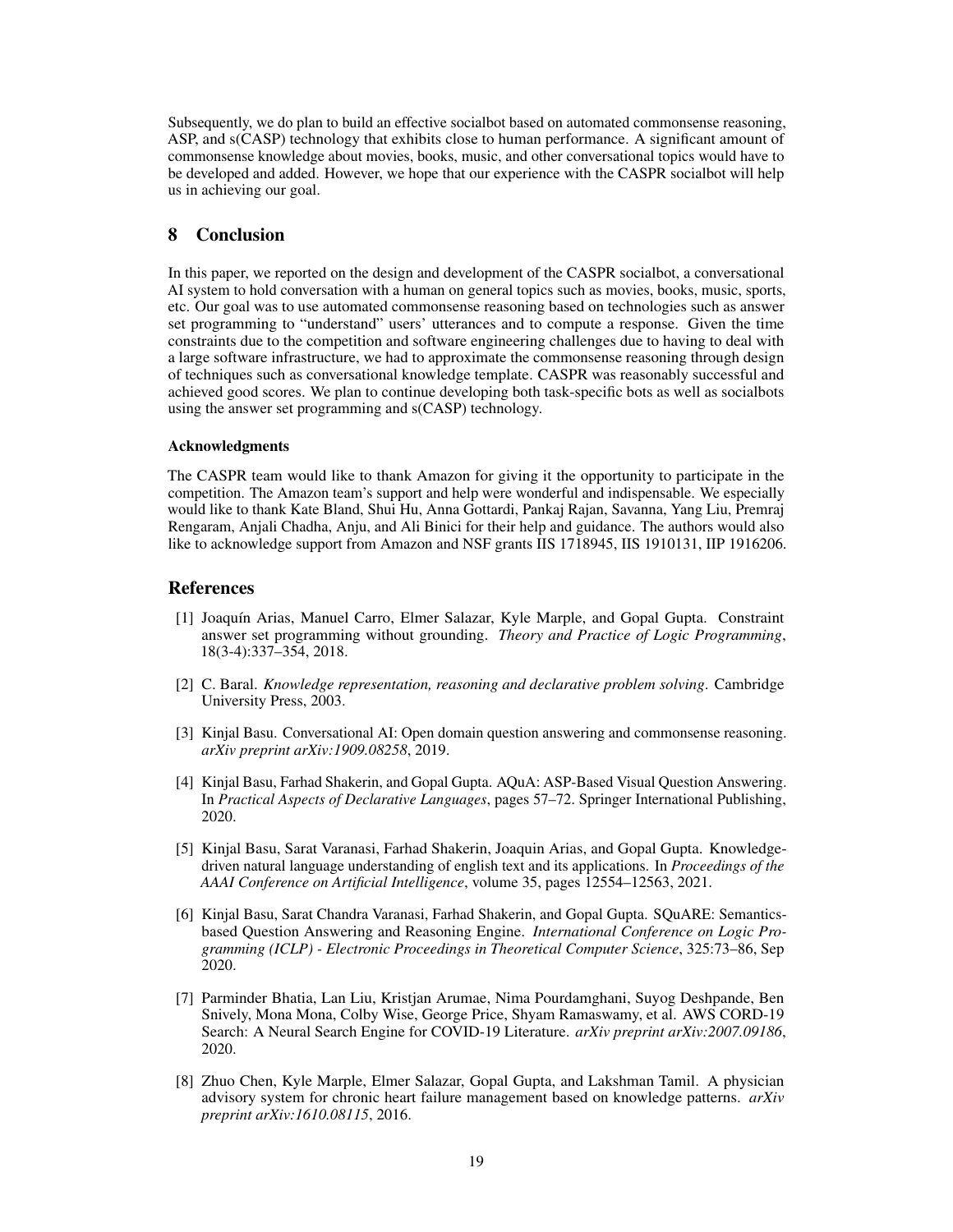Subsequently, we do plan to build an effective socialbot based on automated commonsense reasoning, ASP, and s(CASP) technology that exhibits close to human performance. A significant amount of commonsense knowledge about movies, books, music, and other conversational topics would have to be developed and added. However, we hope that our experience with the CASPR socialbot will help us in achieving our goal.

## 8 Conclusion

In this paper, we reported on the design and development of the CASPR socialbot, a conversational AI system to hold conversation with a human on general topics such as movies, books, music, sports, etc. Our goal was to use automated commonsense reasoning based on technologies such as answer set programming to "understand" users' utterances and to compute a response. Given the time constraints due to the competition and software engineering challenges due to having to deal with a large software infrastructure, we had to approximate the commonsense reasoning through design of techniques such as conversational knowledge template. CASPR was reasonably successful and achieved good scores. We plan to continue developing both task-specific bots as well as socialbots using the answer set programming and s(CASP) technology.

#### Acknowledgments

The CASPR team would like to thank Amazon for giving it the opportunity to participate in the competition. The Amazon team's support and help were wonderful and indispensable. We especially would like to thank Kate Bland, Shui Hu, Anna Gottardi, Pankaj Rajan, Savanna, Yang Liu, Premraj Rengaram, Anjali Chadha, Anju, and Ali Binici for their help and guidance. The authors would also like to acknowledge support from Amazon and NSF grants IIS 1718945, IIS 1910131, IIP 1916206.

## References

[1] Joaquín Arias, Manuel Carro, Elmer Salazar, Kyle Marple, and Gopal Gupta. Constraint answer set programming without grounding. *Theory and Practice of Logic Programming*, 18(3-4):337–354, 2018.

[2] C. Baral. *Knowledge representation, reasoning and declarative problem solving*. Cambridge University Press, 2003.

[3] Kinjal Basu. Conversational AI: Open domain question answering and commonsense reasoning. *arXiv preprint arXiv:1909.08258*, 2019.

[4] Kinjal Basu, Farhad Shakerin, and Gopal Gupta. AQuA: ASP-Based Visual Question Answering. In *Practical Aspects of Declarative Languages*, pages 57–72. Springer International Publishing, 2020.

[5] Kinjal Basu, Sarat Varanasi, Farhad Shakerin, Joaquin Arias, and Gopal Gupta. Knowledge-driven natural language understanding of english text and its applications. In *Proceedings of the AAAI Conference on Artificial Intelligence*, volume 35, pages 12554–12563, 2021.

[6] Kinjal Basu, Sarat Chandra Varanasi, Farhad Shakerin, and Gopal Gupta. SQuARE: Semantics-based Question Answering and Reasoning Engine. *International Conference on Logic Programming (ICLP) - Electronic Proceedings in Theoretical Computer Science*, 325:73–86, Sep 2020.

[7] Parminder Bhatia, Lan Liu, Kristjan Arumae, Nima Pourdamghani, Suyog Deshpande, Ben Snively, Mona Mona, Colby Wise, George Price, Shyam Ramaswamy, et al. AWS CORD-19 Search: A Neural Search Engine for COVID-19 Literature. *arXiv preprint arXiv:2007.09186*, 2020.

[8] Zhuo Chen, Kyle Marple, Elmer Salazar, Gopal Gupta, and Lakshman Tamil. A physician advisory system for chronic heart failure management based on knowledge patterns. *arXiv preprint arXiv:1610.08115*, 2016.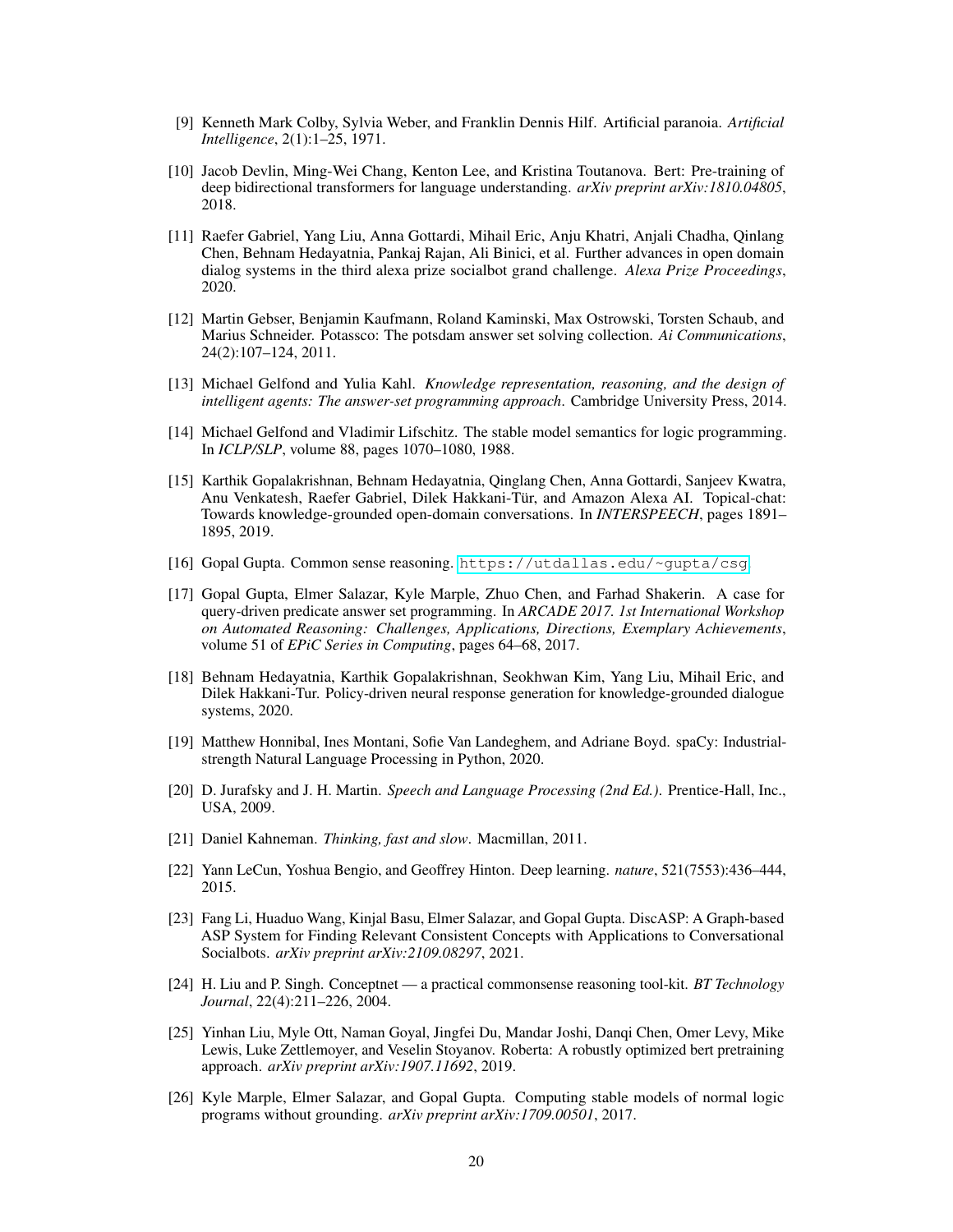[9] Kenneth Mark Colby, Sylvia Weber, and Franklin Dennis Hilf. Artificial paranoia. *Artificial Intelligence*, 2(1):1–25, 1971.

[10] Jacob Devlin, Ming-Wei Chang, Kenton Lee, and Kristina Toutanova. Bert: Pre-training of deep bidirectional transformers for language understanding. *arXiv preprint arXiv:1810.04805*, 2018.

[11] Raefer Gabriel, Yang Liu, Anna Gottardi, Mihail Eric, Anju Khatri, Anjali Chadha, Qinlang Chen, Behnam Hedayatnia, Pankaj Rajan, Ali Binici, et al. Further advances in open domain dialog systems in the third alexa prize socialbot grand challenge. *Alexa Prize Proceedings*, 2020.

[12] Martin Gebser, Benjamin Kaufmann, Roland Kaminski, Max Ostrowski, Torsten Schaub, and Marius Schneider. Potassco: The potsdam answer set solving collection. *Ai Communications*, 24(2):107–124, 2011.

[13] Michael Gelfond and Yulia Kahl. *Knowledge representation, reasoning, and the design of intelligent agents: The answer-set programming approach*. Cambridge University Press, 2014.

[14] Michael Gelfond and Vladimir Lifschitz. The stable model semantics for logic programming. In *ICLP/SLP*, volume 88, pages 1070–1080, 1988.

[15] Karthik Gopalakrishnan, Behnam Hedayatnia, Qinglang Chen, Anna Gottardi, Sanjeev Kwatra, Anu Venkatesh, Raefer Gabriel, Dilek Hakkani-Tür, and Amazon Alexa AI. Topical-chat: Towards knowledge-grounded open-domain conversations. In *INTERSPEECH*, pages 1891–1895, 2019.

[16] Gopal Gupta. Common sense reasoning. https://utdallas.edu/~gupta/csg

[17] Gopal Gupta, Elmer Salazar, Kyle Marple, Zhuo Chen, and Farhad Shakerin. A case for query-driven predicate answer set programming. In *ARCADE 2017. 1st International Workshop on Automated Reasoning: Challenges, Applications, Directions, Exemplary Achievements*, volume 51 of *EPiC Series in Computing*, pages 64–68, 2017.

[18] Behnam Hedayatnia, Karthik Gopalakrishnan, Seokhwan Kim, Yang Liu, Mihail Eric, and Dilek Hakkani-Tur. Policy-driven neural response generation for knowledge-grounded dialogue systems, 2020.

[19] Matthew Honnibal, Ines Montani, Sofie Van Landeghem, and Adriane Boyd. spaCy: Industrial-strength Natural Language Processing in Python, 2020.

[20] D. Jurafsky and J. H. Martin. *Speech and Language Processing (2nd Ed.)*. Prentice-Hall, Inc., USA, 2009.

[21] Daniel Kahneman. *Thinking, fast and slow*. Macmillan, 2011.

[22] Yann LeCun, Yoshua Bengio, and Geoffrey Hinton. Deep learning. *nature*, 521(7553):436–444, 2015.

[23] Fang Li, Huaduo Wang, Kinjal Basu, Elmer Salazar, and Gopal Gupta. DiscASP: A Graph-based ASP System for Finding Relevant Consistent Concepts with Applications to Conversational Socialbots. *arXiv preprint arXiv:2109.08297*, 2021.

[24] H. Liu and P. Singh. Conceptnet — a practical commonsense reasoning tool-kit. *BT Technology Journal*, 22(4):211–226, 2004.

[25] Yinhan Liu, Myle Ott, Naman Goyal, Jingfei Du, Mandar Joshi, Danqi Chen, Omer Levy, Mike Lewis, Luke Zettlemoyer, and Veselin Stoyanov. Roberta: A robustly optimized bert pretraining approach. *arXiv preprint arXiv:1907.11692*, 2019.

[26] Kyle Marple, Elmer Salazar, and Gopal Gupta. Computing stable models of normal logic programs without grounding. *arXiv preprint arXiv:1709.00501*, 2017.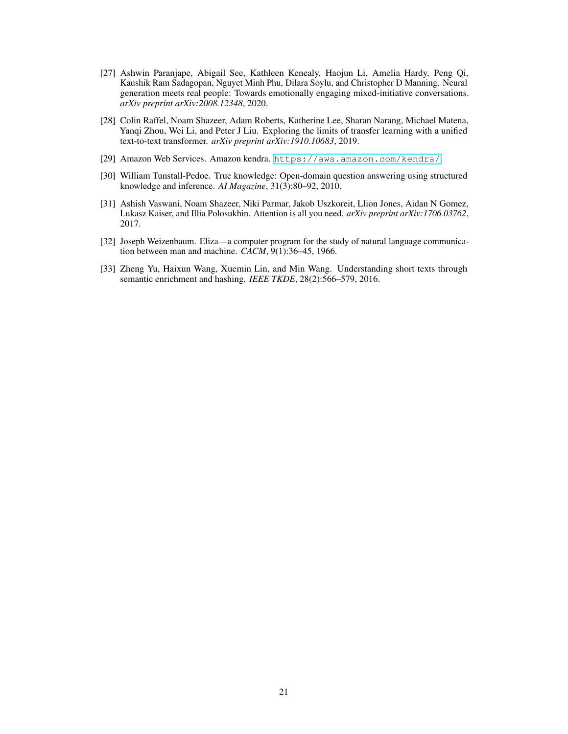[27] Ashwin Paranjape, Abigail See, Kathleen Kenealy, Haojun Li, Amelia Hardy, Peng Qi, Kaushik Ram Sadagopan, Nguyet Minh Phu, Dilara Soylu, and Christopher D Manning. Neural generation meets real people: Towards emotionally engaging mixed-initiative conversations. *arXiv preprint arXiv:2008.12348*, 2020.

[28] Colin Raffel, Noam Shazeer, Adam Roberts, Katherine Lee, Sharan Narang, Michael Matena, Yanqi Zhou, Wei Li, and Peter J Liu. Exploring the limits of transfer learning with a unified text-to-text transformer. *arXiv preprint arXiv:1910.10683*, 2019.

[29] Amazon Web Services. Amazon kendra. `https://aws.amazon.com/kendra/`.

[30] William Tunstall-Pedoe. True knowledge: Open-domain question answering using structured knowledge and inference. *AI Magazine*, 31(3):80–92, 2010.

[31] Ashish Vaswani, Noam Shazeer, Niki Parmar, Jakob Uszkoreit, Llion Jones, Aidan N Gomez, Lukasz Kaiser, and Illia Polosukhin. Attention is all you need. *arXiv preprint arXiv:1706.03762*, 2017.

[32] Joseph Weizenbaum. Eliza—a computer program for the study of natural language communication between man and machine. *CACM*, 9(1):36–45, 1966.

[33] Zheng Yu, Haixun Wang, Xuemin Lin, and Min Wang. Understanding short texts through semantic enrichment and hashing. *IEEE TKDE*, 28(2):566–579, 2016.